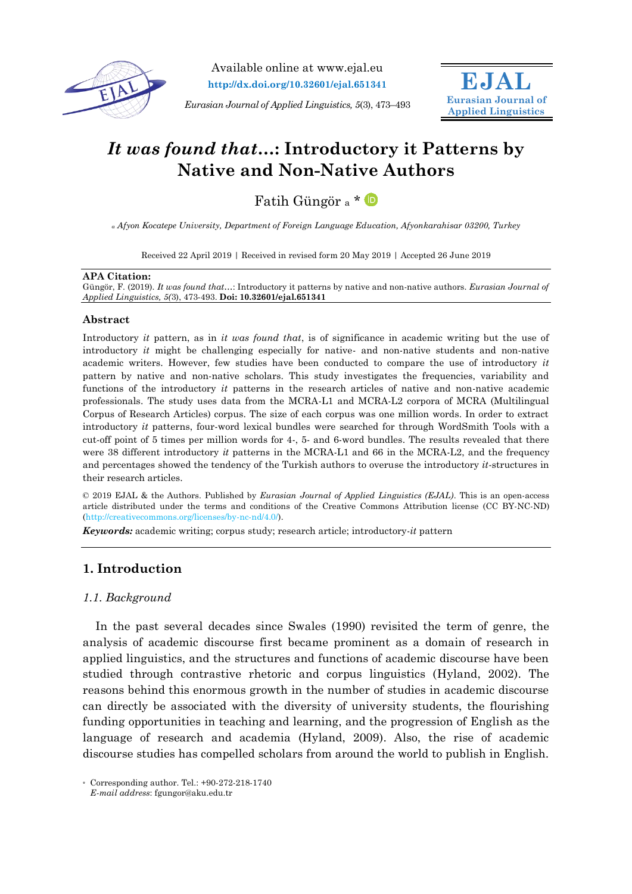Available online at www.ejal.eu
**http://dx.doi.org/10.32601/ejal.651341**

*Eurasian Journal of Applied Linguistics, 5*(3), 473–493

**EJAL**
**Eurasian Journal of Applied Linguistics**

# *It was found that…*: Introductory it Patterns by Native and Non-Native Authors

Fatih Güngör [a] *

[a] *Afyon Kocatepe University, Department of Foreign Language Education, Afyonkarahisar 03200, Turkey*

Received 22 April 2019 | Received in revised form 20 May 2019 | Accepted 26 June 2019

**APA Citation:**
Güngör, F. (2019). *It was found that…*: Introductory it patterns by native and non-native authors. *Eurasian Journal of Applied Linguistics, 5(*3), 473-493. **Doi: 10.32601/ejal.651341**

**Abstract**

Introductory *it* pattern, as in *it was found that*, is of significance in academic writing but the use of introductory *it* might be challenging especially for native- and non-native students and non-native academic writers. However, few studies have been conducted to compare the use of introductory *it* pattern by native and non-native scholars. This study investigates the frequencies, variability and functions of the introductory *it* patterns in the research articles of native and non-native academic professionals. The study uses data from the MCRA-L1 and MCRA-L2 corpora of MCRA (Multilingual Corpus of Research Articles) corpus. The size of each corpus was one million words. In order to extract introductory *it* patterns, four-word lexical bundles were searched for through WordSmith Tools with a cut-off point of 5 times per million words for 4-, 5- and 6-word bundles. The results revealed that there were 38 different introductory *it* patterns in the MCRA-L1 and 66 in the MCRA-L2, and the frequency and percentages showed the tendency of the Turkish authors to overuse the introductory *it*-structures in their research articles.

© 2019 EJAL & the Authors. Published by *Eurasian Journal of Applied Linguistics (EJAL)*. This is an open-access article distributed under the terms and conditions of the Creative Commons Attribution license (CC BY-NC-ND) (http://creativecommons.org/licenses/by-nc-nd/4.0/).

***Keywords:*** academic writing; corpus study; research article; introductory-*it* pattern

## 1. Introduction

### *1.1. Background*

In the past several decades since Swales (1990) revisited the term of genre, the analysis of academic discourse first became prominent as a domain of research in applied linguistics, and the structures and functions of academic discourse have been studied through contrastive rhetoric and corpus linguistics (Hyland, 2002). The reasons behind this enormous growth in the number of studies in academic discourse can directly be associated with the diversity of university students, the flourishing funding opportunities in teaching and learning, and the progression of English as the language of research and academia (Hyland, 2009). Also, the rise of academic discourse studies has compelled scholars from around the world to publish in English.

* Corresponding author. Tel.: +90-272-218-1740
*E-mail address*: fgungor@aku.edu.tr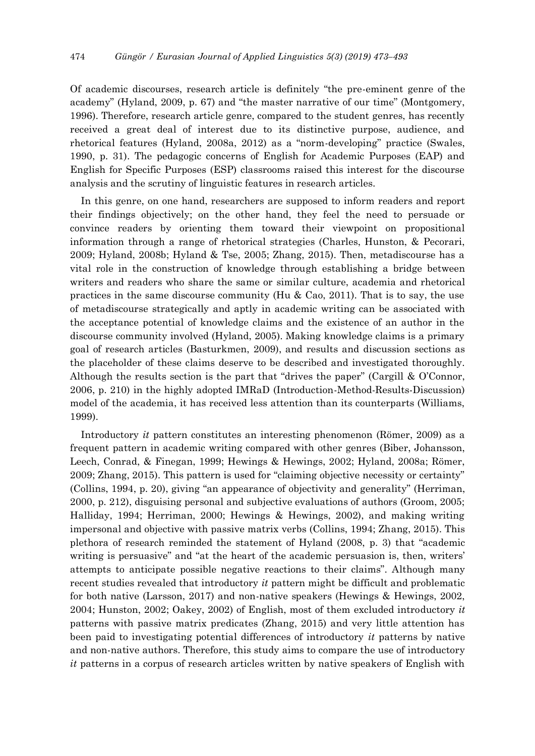Of academic discourses, research article is definitely "the pre-eminent genre of the academy" (Hyland, 2009, p. 67) and "the master narrative of our time" (Montgomery, 1996). Therefore, research article genre, compared to the student genres, has recently received a great deal of interest due to its distinctive purpose, audience, and rhetorical features (Hyland, 2008a, 2012) as a "norm-developing" practice (Swales, 1990, p. 31). The pedagogic concerns of English for Academic Purposes (EAP) and English for Specific Purposes (ESP) classrooms raised this interest for the discourse analysis and the scrutiny of linguistic features in research articles.

In this genre, on one hand, researchers are supposed to inform readers and report their findings objectively; on the other hand, they feel the need to persuade or convince readers by orienting them toward their viewpoint on propositional information through a range of rhetorical strategies (Charles, Hunston, & Pecorari, 2009; Hyland, 2008b; Hyland & Tse, 2005; Zhang, 2015). Then, metadiscourse has a vital role in the construction of knowledge through establishing a bridge between writers and readers who share the same or similar culture, academia and rhetorical practices in the same discourse community (Hu & Cao, 2011). That is to say, the use of metadiscourse strategically and aptly in academic writing can be associated with the acceptance potential of knowledge claims and the existence of an author in the discourse community involved (Hyland, 2005). Making knowledge claims is a primary goal of research articles (Basturkmen, 2009), and results and discussion sections as the placeholder of these claims deserve to be described and investigated thoroughly. Although the results section is the part that "drives the paper" (Cargill & O'Connor, 2006, p. 210) in the highly adopted IMRaD (Introduction-Method-Results-Discussion) model of the academia, it has received less attention than its counterparts (Williams, 1999).

Introductory *it* pattern constitutes an interesting phenomenon (Römer, 2009) as a frequent pattern in academic writing compared with other genres (Biber, Johansson, Leech, Conrad, & Finegan, 1999; Hewings & Hewings, 2002; Hyland, 2008a; Römer, 2009; Zhang, 2015). This pattern is used for "claiming objective necessity or certainty" (Collins, 1994, p. 20), giving "an appearance of objectivity and generality" (Herriman, 2000, p. 212), disguising personal and subjective evaluations of authors (Groom, 2005; Halliday, 1994; Herriman, 2000; Hewings & Hewings, 2002), and making writing impersonal and objective with passive matrix verbs (Collins, 1994; Zhang, 2015). This plethora of research reminded the statement of Hyland (2008, p. 3) that "academic writing is persuasive" and "at the heart of the academic persuasion is, then, writers' attempts to anticipate possible negative reactions to their claims". Although many recent studies revealed that introductory *it* pattern might be difficult and problematic for both native (Larsson, 2017) and non-native speakers (Hewings & Hewings, 2002, 2004; Hunston, 2002; Oakey, 2002) of English, most of them excluded introductory *it* patterns with passive matrix predicates (Zhang, 2015) and very little attention has been paid to investigating potential differences of introductory *it* patterns by native and non-native authors. Therefore, this study aims to compare the use of introductory *it* patterns in a corpus of research articles written by native speakers of English with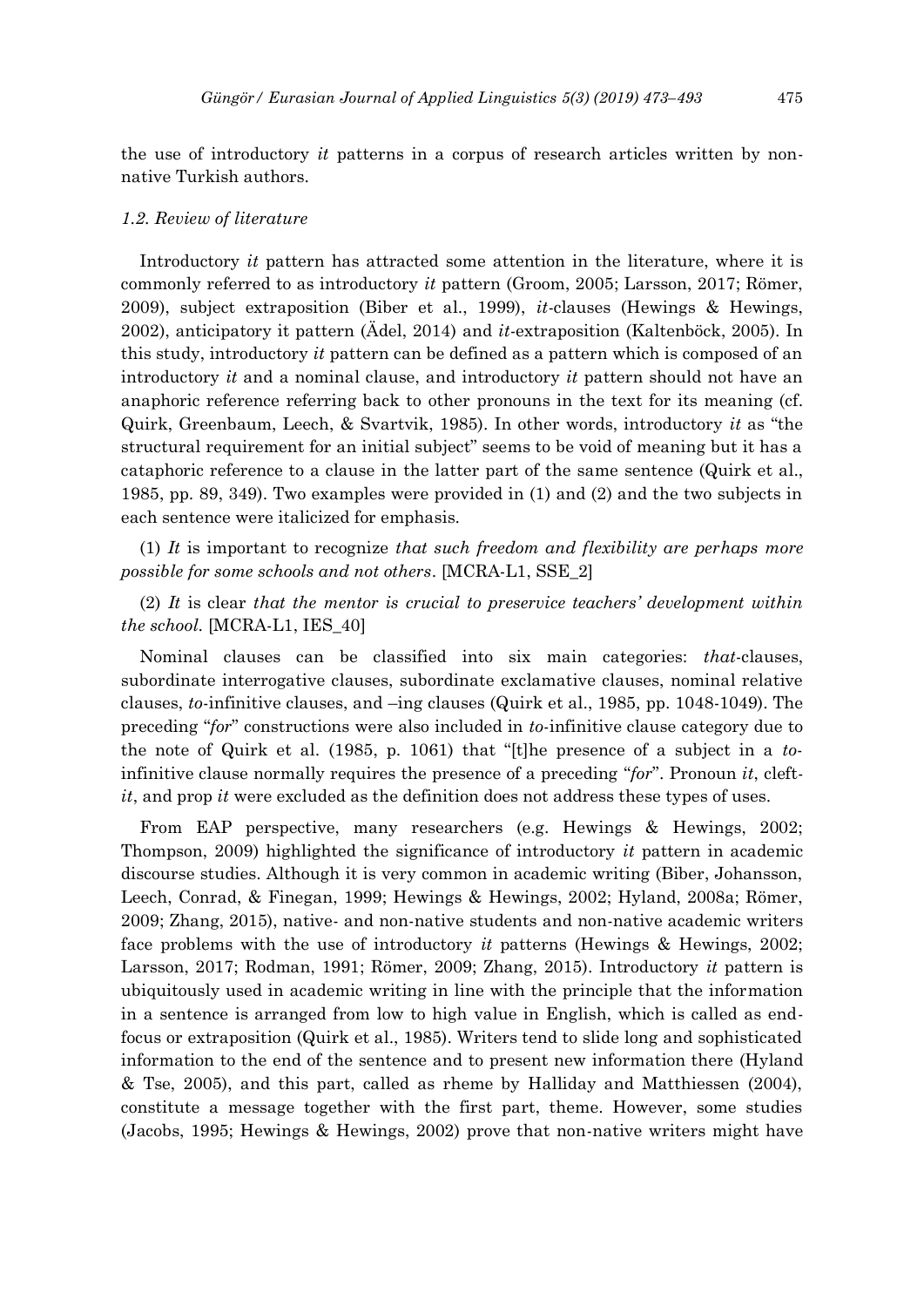the use of introductory *it* patterns in a corpus of research articles written by non-native Turkish authors.

### *1.2. Review of literature*

Introductory *it* pattern has attracted some attention in the literature, where it is commonly referred to as introductory *it* pattern (Groom, 2005; Larsson, 2017; Römer, 2009), subject extraposition (Biber et al., 1999), *it*-clauses (Hewings & Hewings, 2002), anticipatory it pattern (Ädel, 2014) and *it*-extraposition (Kaltenböck, 2005). In this study, introductory *it* pattern can be defined as a pattern which is composed of an introductory *it* and a nominal clause, and introductory *it* pattern should not have an anaphoric reference referring back to other pronouns in the text for its meaning (cf. Quirk, Greenbaum, Leech, & Svartvik, 1985). In other words, introductory *it* as "the structural requirement for an initial subject" seems to be void of meaning but it has a cataphoric reference to a clause in the latter part of the same sentence (Quirk et al., 1985, pp. 89, 349). Two examples were provided in (1) and (2) and the two subjects in each sentence were italicized for emphasis.

(1) *It* is important to recognize *that such freedom and flexibility are perhaps more possible for some schools and not others*. [MCRA-L1, SSE_2]

(2) *It* is clear *that the mentor is crucial to preservice teachers' development within the school.* [MCRA-L1, IES_40]

Nominal clauses can be classified into six main categories: *that*-clauses, subordinate interrogative clauses, subordinate exclamative clauses, nominal relative clauses, *to*-infinitive clauses, and –ing clauses (Quirk et al., 1985, pp. 1048-1049). The preceding "*for*" constructions were also included in *to*-infinitive clause category due to the note of Quirk et al. (1985, p. 1061) that "[t]he presence of a subject in a *to*-infinitive clause normally requires the presence of a preceding "*for*". Pronoun *it*, cleft-*it*, and prop *it* were excluded as the definition does not address these types of uses.

From EAP perspective, many researchers (e.g. Hewings & Hewings, 2002; Thompson, 2009) highlighted the significance of introductory *it* pattern in academic discourse studies. Although it is very common in academic writing (Biber, Johansson, Leech, Conrad, & Finegan, 1999; Hewings & Hewings, 2002; Hyland, 2008a; Römer, 2009; Zhang, 2015), native- and non-native students and non-native academic writers face problems with the use of introductory *it* patterns (Hewings & Hewings, 2002; Larsson, 2017; Rodman, 1991; Römer, 2009; Zhang, 2015). Introductory *it* pattern is ubiquitously used in academic writing in line with the principle that the information in a sentence is arranged from low to high value in English, which is called as end-focus or extraposition (Quirk et al., 1985). Writers tend to slide long and sophisticated information to the end of the sentence and to present new information there (Hyland & Tse, 2005), and this part, called as rheme by Halliday and Matthiessen (2004), constitute a message together with the first part, theme. However, some studies (Jacobs, 1995; Hewings & Hewings, 2002) prove that non-native writers might have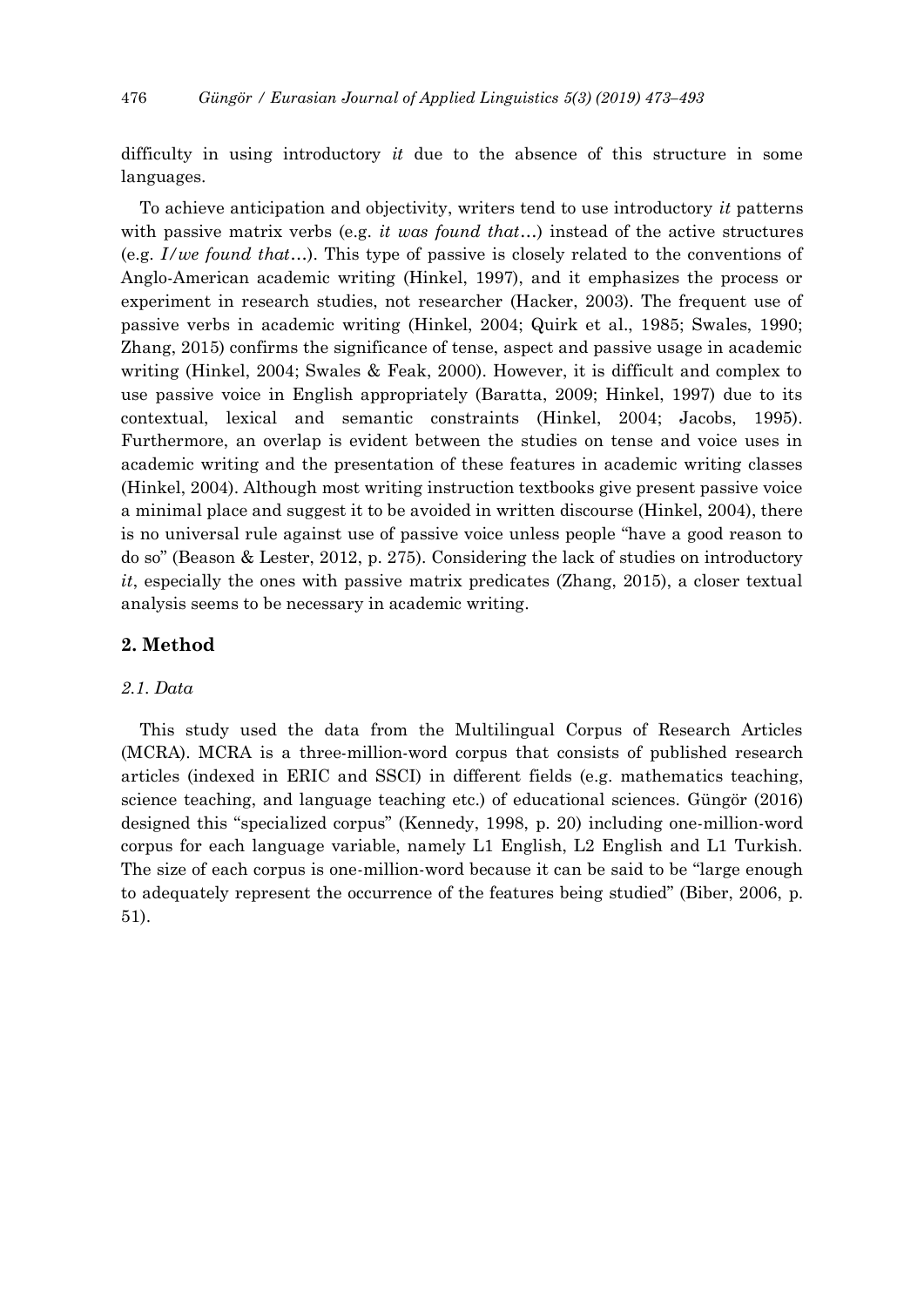difficulty in using introductory *it* due to the absence of this structure in some languages.

To achieve anticipation and objectivity, writers tend to use introductory *it* patterns with passive matrix verbs (e.g. *it was found that*…) instead of the active structures (e.g. *I/we found that*…). This type of passive is closely related to the conventions of Anglo-American academic writing (Hinkel, 1997), and it emphasizes the process or experiment in research studies, not researcher (Hacker, 2003). The frequent use of passive verbs in academic writing (Hinkel, 2004; Quirk et al., 1985; Swales, 1990; Zhang, 2015) confirms the significance of tense, aspect and passive usage in academic writing (Hinkel, 2004; Swales & Feak, 2000). However, it is difficult and complex to use passive voice in English appropriately (Baratta, 2009; Hinkel, 1997) due to its contextual, lexical and semantic constraints (Hinkel, 2004; Jacobs, 1995). Furthermore, an overlap is evident between the studies on tense and voice uses in academic writing and the presentation of these features in academic writing classes (Hinkel, 2004). Although most writing instruction textbooks give present passive voice a minimal place and suggest it to be avoided in written discourse (Hinkel, 2004), there is no universal rule against use of passive voice unless people "have a good reason to do so" (Beason & Lester, 2012, p. 275). Considering the lack of studies on introductory *it*, especially the ones with passive matrix predicates (Zhang, 2015), a closer textual analysis seems to be necessary in academic writing.

## 2. Method

### *2.1. Data*

This study used the data from the Multilingual Corpus of Research Articles (MCRA). MCRA is a three-million-word corpus that consists of published research articles (indexed in ERIC and SSCI) in different fields (e.g. mathematics teaching, science teaching, and language teaching etc.) of educational sciences. Güngör (2016) designed this "specialized corpus" (Kennedy, 1998, p. 20) including one-million-word corpus for each language variable, namely L1 English, L2 English and L1 Turkish. The size of each corpus is one-million-word because it can be said to be "large enough to adequately represent the occurrence of the features being studied" (Biber, 2006, p. 51).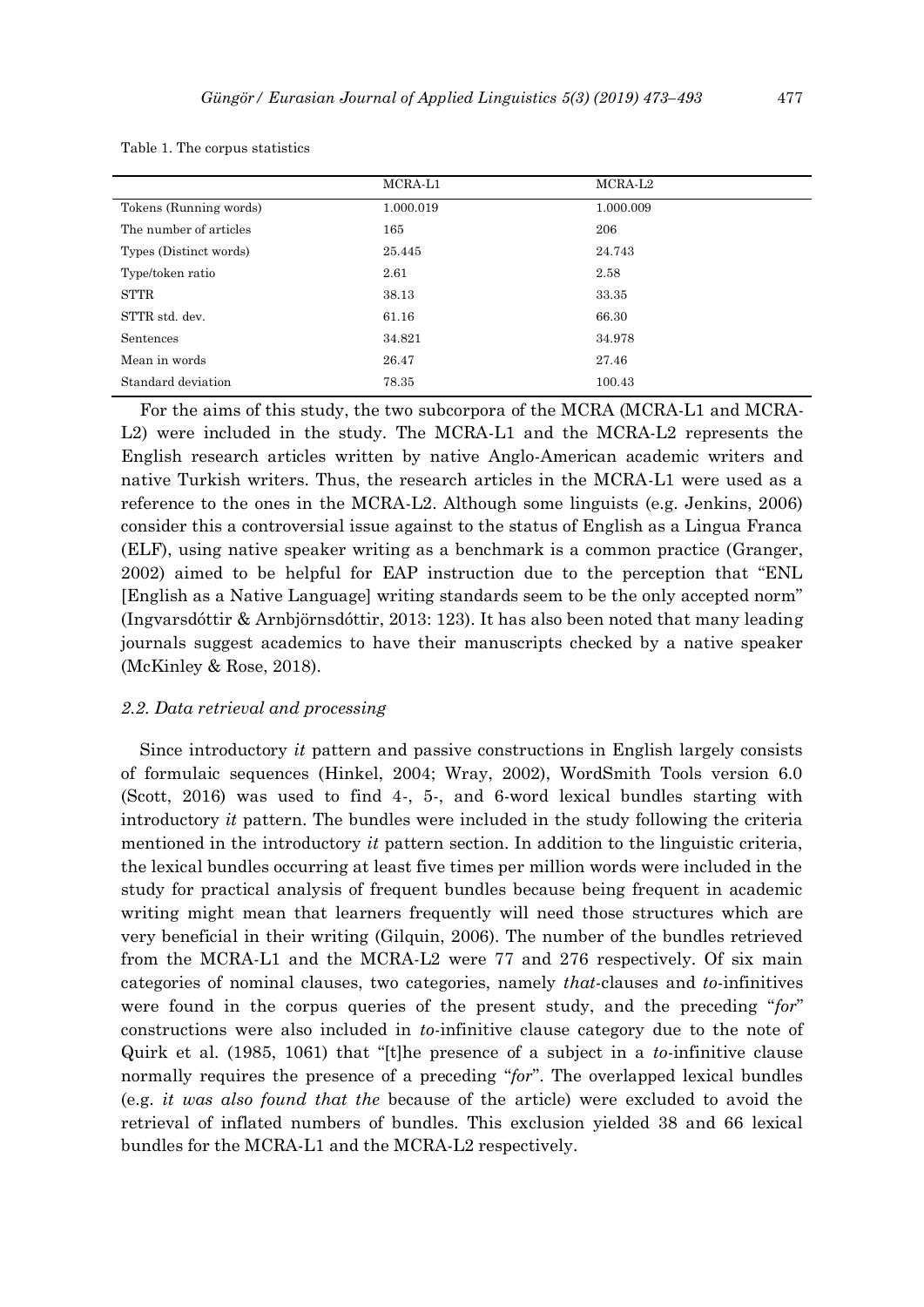Table 1. The corpus statistics

| | MCRA-L1 | MCRA-L2 |
|---|---|---|
| Tokens (Running words) | 1.000.019 | 1.000.009 |
| The number of articles | 165 | 206 |
| Types (Distinct words) | 25.445 | 24.743 |
| Type/token ratio | 2.61 | 2.58 |
| STTR | 38.13 | 33.35 |
| STTR std. dev. | 61.16 | 66.30 |
| Sentences | 34.821 | 34.978 |
| Mean in words | 26.47 | 27.46 |
| Standard deviation | 78.35 | 100.43 |

For the aims of this study, the two subcorpora of the MCRA (MCRA-L1 and MCRA-L2) were included in the study. The MCRA-L1 and the MCRA-L2 represents the English research articles written by native Anglo-American academic writers and native Turkish writers. Thus, the research articles in the MCRA-L1 were used as a reference to the ones in the MCRA-L2. Although some linguists (e.g. Jenkins, 2006) consider this a controversial issue against to the status of English as a Lingua Franca (ELF), using native speaker writing as a benchmark is a common practice (Granger, 2002) aimed to be helpful for EAP instruction due to the perception that "ENL [English as a Native Language] writing standards seem to be the only accepted norm" (Ingvarsdóttir & Arnbjörnsdóttir, 2013: 123). It has also been noted that many leading journals suggest academics to have their manuscripts checked by a native speaker (McKinley & Rose, 2018).

### *2.2. Data retrieval and processing*

Since introductory *it* pattern and passive constructions in English largely consists of formulaic sequences (Hinkel, 2004; Wray, 2002), WordSmith Tools version 6.0 (Scott, 2016) was used to find 4-, 5-, and 6-word lexical bundles starting with introductory *it* pattern. The bundles were included in the study following the criteria mentioned in the introductory *it* pattern section. In addition to the linguistic criteria, the lexical bundles occurring at least five times per million words were included in the study for practical analysis of frequent bundles because being frequent in academic writing might mean that learners frequently will need those structures which are very beneficial in their writing (Gilquin, 2006). The number of the bundles retrieved from the MCRA-L1 and the MCRA-L2 were 77 and 276 respectively. Of six main categories of nominal clauses, two categories, namely *that*-clauses and *to*-infinitives were found in the corpus queries of the present study, and the preceding "*for*" constructions were also included in *to*-infinitive clause category due to the note of Quirk et al. (1985, 1061) that "[t]he presence of a subject in a *to*-infinitive clause normally requires the presence of a preceding "*for*". The overlapped lexical bundles (e.g. *it was also found that the* because of the article) were excluded to avoid the retrieval of inflated numbers of bundles. This exclusion yielded 38 and 66 lexical bundles for the MCRA-L1 and the MCRA-L2 respectively.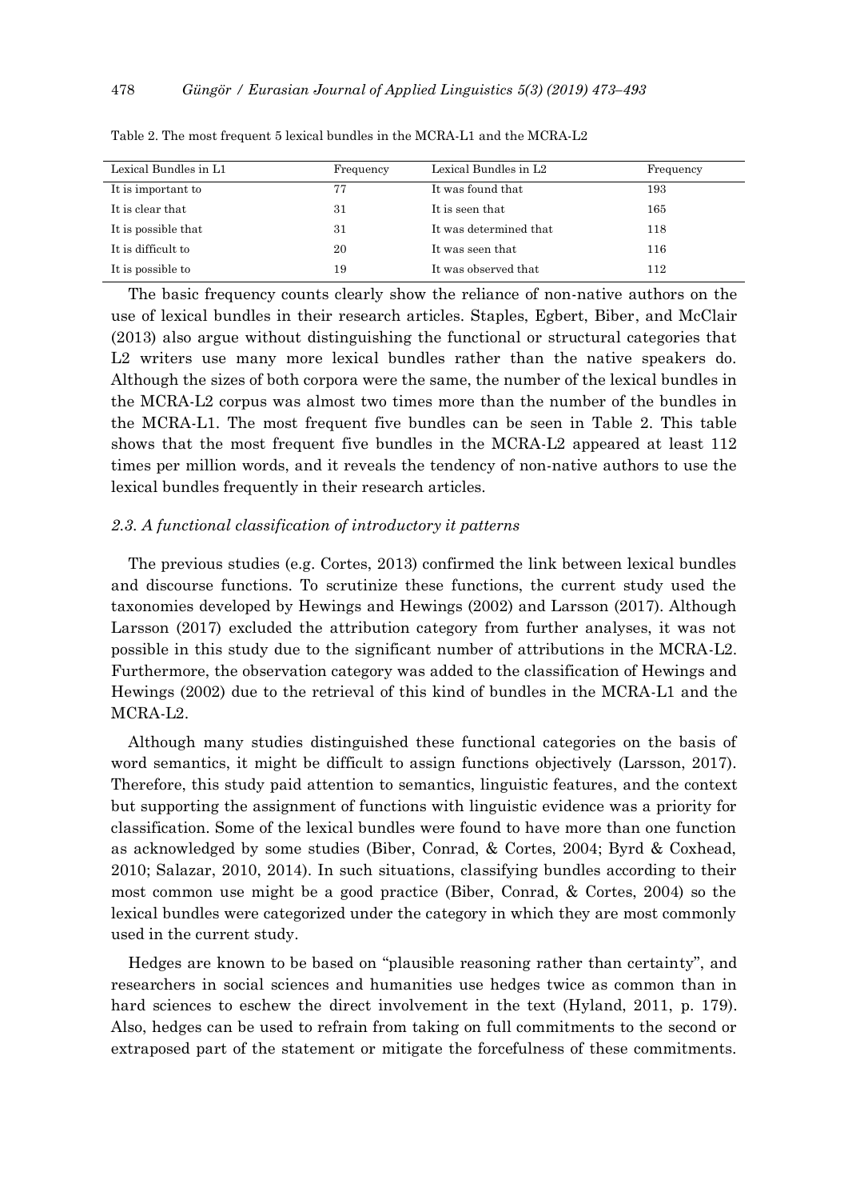Table 2. The most frequent 5 lexical bundles in the MCRA-L1 and the MCRA-L2

| Lexical Bundles in L1 | Frequency | Lexical Bundles in L2 | Frequency |
|---|---|---|---|
| It is important to | 77 | It was found that | 193 |
| It is clear that | 31 | It is seen that | 165 |
| It is possible that | 31 | It was determined that | 118 |
| It is difficult to | 20 | It was seen that | 116 |
| It is possible to | 19 | It was observed that | 112 |

The basic frequency counts clearly show the reliance of non-native authors on the use of lexical bundles in their research articles. Staples, Egbert, Biber, and McClair (2013) also argue without distinguishing the functional or structural categories that L2 writers use many more lexical bundles rather than the native speakers do. Although the sizes of both corpora were the same, the number of the lexical bundles in the MCRA-L2 corpus was almost two times more than the number of the bundles in the MCRA-L1. The most frequent five bundles can be seen in Table 2. This table shows that the most frequent five bundles in the MCRA-L2 appeared at least 112 times per million words, and it reveals the tendency of non-native authors to use the lexical bundles frequently in their research articles.

### *2.3. A functional classification of introductory it patterns*

The previous studies (e.g. Cortes, 2013) confirmed the link between lexical bundles and discourse functions. To scrutinize these functions, the current study used the taxonomies developed by Hewings and Hewings (2002) and Larsson (2017). Although Larsson (2017) excluded the attribution category from further analyses, it was not possible in this study due to the significant number of attributions in the MCRA-L2. Furthermore, the observation category was added to the classification of Hewings and Hewings (2002) due to the retrieval of this kind of bundles in the MCRA-L1 and the MCRA-L2.

Although many studies distinguished these functional categories on the basis of word semantics, it might be difficult to assign functions objectively (Larsson, 2017). Therefore, this study paid attention to semantics, linguistic features, and the context but supporting the assignment of functions with linguistic evidence was a priority for classification. Some of the lexical bundles were found to have more than one function as acknowledged by some studies (Biber, Conrad, & Cortes, 2004; Byrd & Coxhead, 2010; Salazar, 2010, 2014). In such situations, classifying bundles according to their most common use might be a good practice (Biber, Conrad, & Cortes, 2004) so the lexical bundles were categorized under the category in which they are most commonly used in the current study.

Hedges are known to be based on "plausible reasoning rather than certainty", and researchers in social sciences and humanities use hedges twice as common than in hard sciences to eschew the direct involvement in the text (Hyland, 2011, p. 179). Also, hedges can be used to refrain from taking on full commitments to the second or extraposed part of the statement or mitigate the forcefulness of these commitments.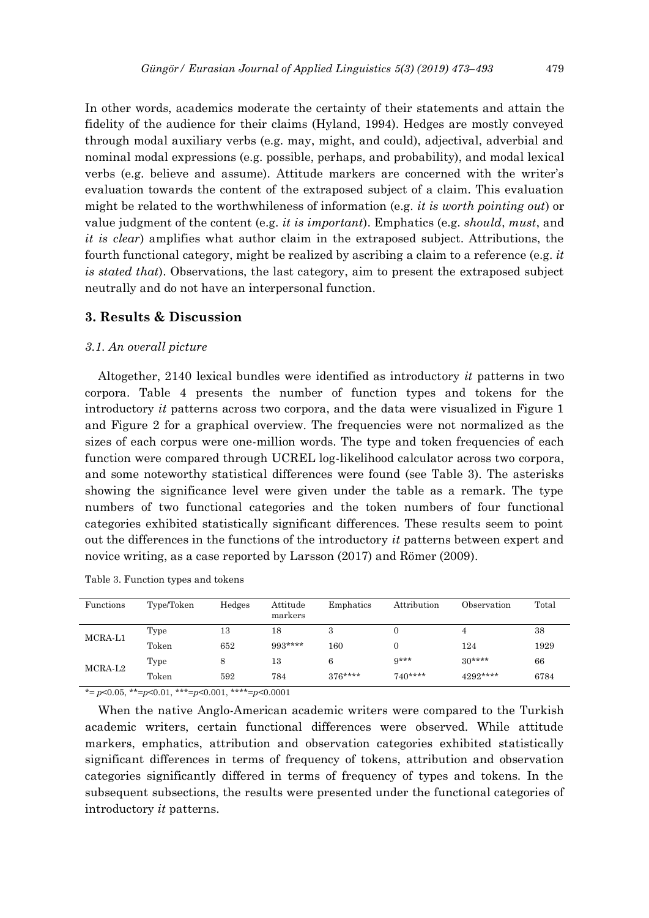In other words, academics moderate the certainty of their statements and attain the fidelity of the audience for their claims (Hyland, 1994). Hedges are mostly conveyed through modal auxiliary verbs (e.g. may, might, and could), adjectival, adverbial and nominal modal expressions (e.g. possible, perhaps, and probability), and modal lexical verbs (e.g. believe and assume). Attitude markers are concerned with the writer's evaluation towards the content of the extraposed subject of a claim. This evaluation might be related to the worthwhileness of information (e.g. *it is worth pointing out*) or value judgment of the content (e.g. *it is important*). Emphatics (e.g. *should*, *must*, and *it is clear*) amplifies what author claim in the extraposed subject. Attributions, the fourth functional category, might be realized by ascribing a claim to a reference (e.g. *it is stated that*). Observations, the last category, aim to present the extraposed subject neutrally and do not have an interpersonal function.

## 3. Results & Discussion

### *3.1. An overall picture*

Altogether, 2140 lexical bundles were identified as introductory *it* patterns in two corpora. Table 4 presents the number of function types and tokens for the introductory *it* patterns across two corpora, and the data were visualized in Figure 1 and Figure 2 for a graphical overview. The frequencies were not normalized as the sizes of each corpus were one-million words. The type and token frequencies of each function were compared through UCREL log-likelihood calculator across two corpora, and some noteworthy statistical differences were found (see Table 3). The asterisks showing the significance level were given under the table as a remark. The type numbers of two functional categories and the token numbers of four functional categories exhibited statistically significant differences. These results seem to point out the differences in the functions of the introductory *it* patterns between expert and novice writing, as a case reported by Larsson (2017) and Römer (2009).

Table 3. Function types and tokens

| Functions | Type/Token | Hedges | Attitude markers | Emphatics | Attribution | Observation | Total |
|---|---|---|---|---|---|---|---|
| MCRA-L1 | Type | 13 | 18 | 3 | 0 | 4 | 38 |
| | Token | 652 | 993**** | 160 | 0 | 124 | 1929 |
| MCRA-L2 | Type | 8 | 13 | 6 | 9*** | 30**** | 66 |
| | Token | 592 | 784 | 376**** | 740**** | 4292**** | 6784 |

*= $p<0.05$, **= $p<0.01$, ***= $p<0.001$, ****= $p<0.0001$

When the native Anglo-American academic writers were compared to the Turkish academic writers, certain functional differences were observed. While attitude markers, emphatics, attribution and observation categories exhibited statistically significant differences in terms of frequency of tokens, attribution and observation categories significantly differed in terms of frequency of types and tokens. In the subsequent subsections, the results were presented under the functional categories of introductory *it* patterns.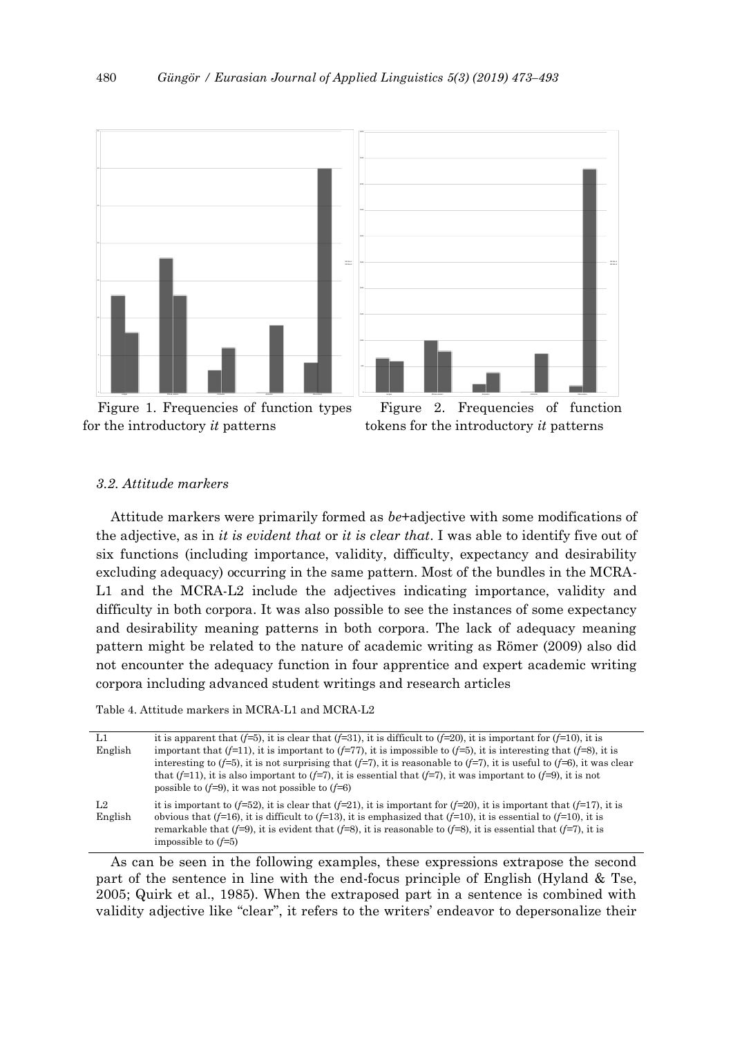Figure 1. Frequencies of function types for the introductory *it* patterns

Figure 2. Frequencies of function tokens for the introductory *it* patterns

### *3.2. Attitude markers*

Attitude markers were primarily formed as *be*+adjective with some modifications of the adjective, as in *it is evident that* or *it is clear that*. I was able to identify five out of six functions (including importance, validity, difficulty, expectancy and desirability excluding adequacy) occurring in the same pattern. Most of the bundles in the MCRA-L1 and the MCRA-L2 include the adjectives indicating importance, validity and difficulty in both corpora. It was also possible to see the instances of some expectancy and desirability meaning patterns in both corpora. The lack of adequacy meaning pattern might be related to the nature of academic writing as Römer (2009) also did not encounter the adequacy function in four apprentice and expert academic writing corpora including advanced student writings and research articles

Table 4. Attitude markers in MCRA-L1 and MCRA-L2

| | |
|---|---|
| L1 English | it is apparent that (*f*=5), it is clear that (*f*=31), it is difficult to (*f*=20), it is important for (*f*=10), it is important that (*f*=11), it is important to (*f*=77), it is impossible to (*f*=5), it is interesting that (*f*=8), it is interesting to (*f*=5), it is not surprising that (*f*=7), it is reasonable to (*f*=7), it is useful to (*f*=6), it was clear that (*f*=11), it is also important to (*f*=7), it is essential that (*f*=7), it was important to (*f*=9), it is not possible to (*f*=9), it was not possible to (*f*=6) |
| L2 English | it is important to (*f*=52), it is clear that (*f*=21), it is important for (*f*=20), it is important that (*f*=17), it is obvious that (*f*=16), it is difficult to (*f*=13), it is emphasized that (*f*=10), it is essential to (*f*=10), it is remarkable that (*f*=9), it is evident that (*f*=8), it is reasonable to (*f*=8), it is essential that (*f*=7), it is impossible to (*f*=5) |

As can be seen in the following examples, these expressions extrapose the second part of the sentence in line with the end-focus principle of English (Hyland & Tse, 2005; Quirk et al., 1985). When the extraposed part in a sentence is combined with validity adjective like "clear", it refers to the writers' endeavor to depersonalize their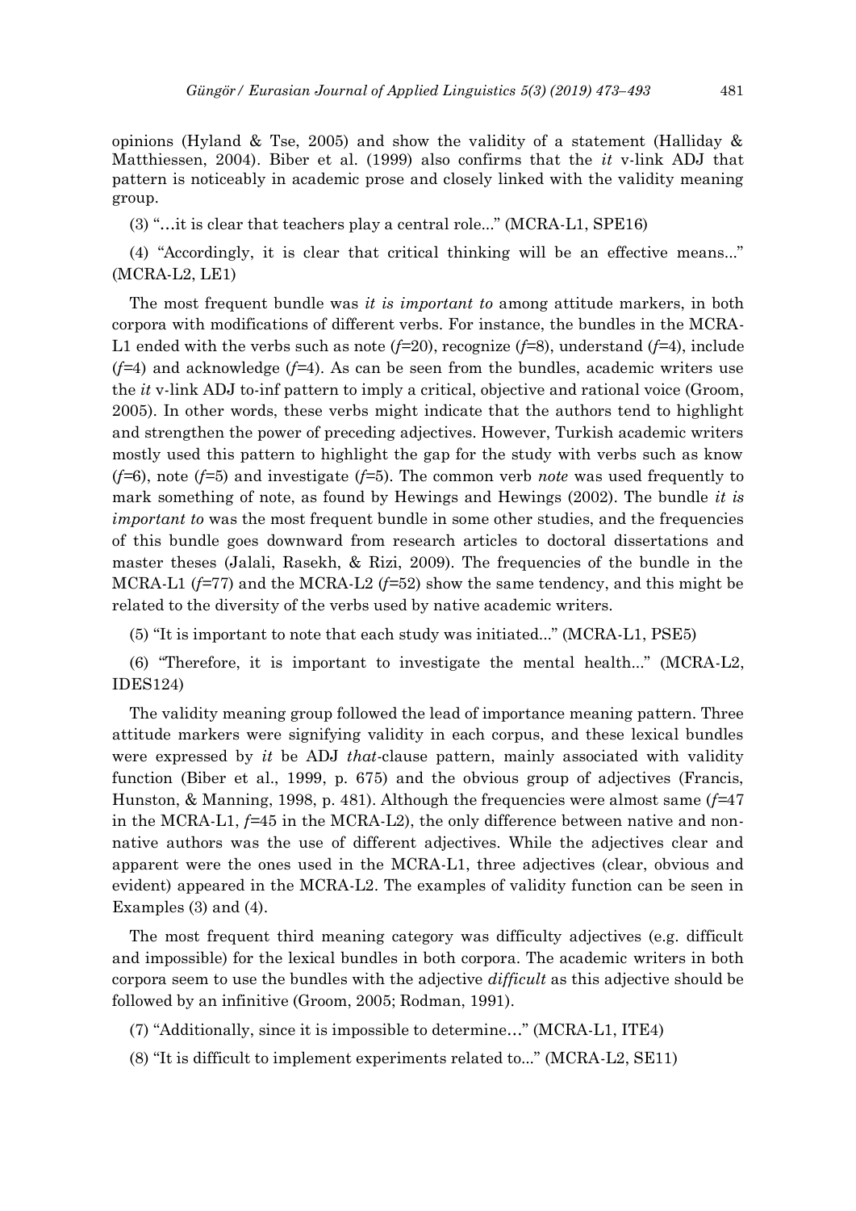opinions (Hyland & Tse, 2005) and show the validity of a statement (Halliday & Matthiessen, 2004). Biber et al. (1999) also confirms that the *it* v-link ADJ that pattern is noticeably in academic prose and closely linked with the validity meaning group.

(3) "…it is clear that teachers play a central role..." (MCRA-L1, SPE16)

(4) "Accordingly, it is clear that critical thinking will be an effective means..." (MCRA-L2, LE1)

The most frequent bundle was *it is important to* among attitude markers, in both corpora with modifications of different verbs. For instance, the bundles in the MCRA-L1 ended with the verbs such as note (*f*=20), recognize (*f*=8), understand (*f*=4), include (*f*=4) and acknowledge (*f*=4). As can be seen from the bundles, academic writers use the *it* v-link ADJ to-inf pattern to imply a critical, objective and rational voice (Groom, 2005). In other words, these verbs might indicate that the authors tend to highlight and strengthen the power of preceding adjectives. However, Turkish academic writers mostly used this pattern to highlight the gap for the study with verbs such as know (*f*=6), note (*f*=5) and investigate (*f*=5). The common verb *note* was used frequently to mark something of note, as found by Hewings and Hewings (2002). The bundle *it is important to* was the most frequent bundle in some other studies, and the frequencies of this bundle goes downward from research articles to doctoral dissertations and master theses (Jalali, Rasekh, & Rizi, 2009). The frequencies of the bundle in the MCRA-L1 (*f*=77) and the MCRA-L2 (*f*=52) show the same tendency, and this might be related to the diversity of the verbs used by native academic writers.

(5) "It is important to note that each study was initiated..." (MCRA-L1, PSE5)

(6) "Therefore, it is important to investigate the mental health..." (MCRA-L2, IDES124)

The validity meaning group followed the lead of importance meaning pattern. Three attitude markers were signifying validity in each corpus, and these lexical bundles were expressed by *it* be ADJ *that*-clause pattern, mainly associated with validity function (Biber et al., 1999, p. 675) and the obvious group of adjectives (Francis, Hunston, & Manning, 1998, p. 481). Although the frequencies were almost same (*f*=47 in the MCRA-L1, *f*=45 in the MCRA-L2), the only difference between native and non-native authors was the use of different adjectives. While the adjectives clear and apparent were the ones used in the MCRA-L1, three adjectives (clear, obvious and evident) appeared in the MCRA-L2. The examples of validity function can be seen in Examples (3) and (4).

The most frequent third meaning category was difficulty adjectives (e.g. difficult and impossible) for the lexical bundles in both corpora. The academic writers in both corpora seem to use the bundles with the adjective *difficult* as this adjective should be followed by an infinitive (Groom, 2005; Rodman, 1991).

(7) "Additionally, since it is impossible to determine…" (MCRA-L1, ITE4)

(8) "It is difficult to implement experiments related to..." (MCRA-L2, SE11)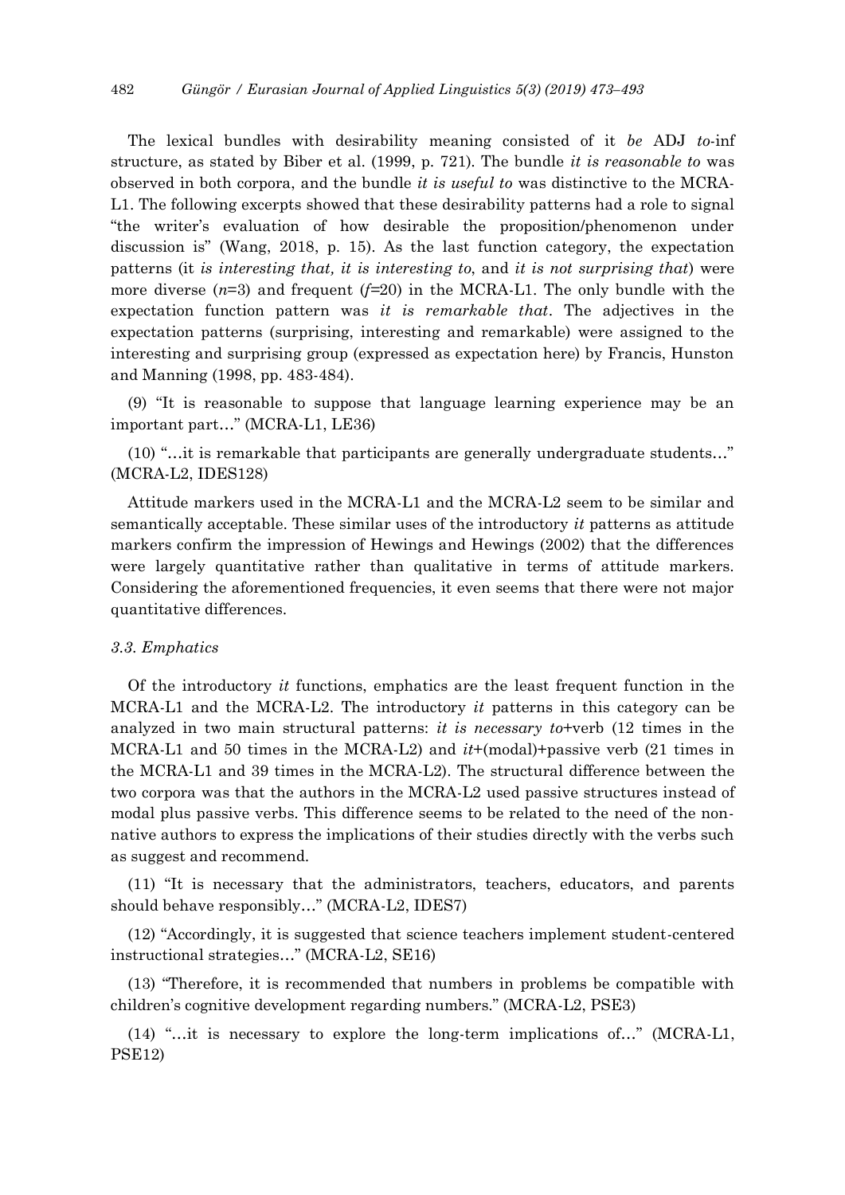The lexical bundles with desirability meaning consisted of it *be* ADJ *to*-inf structure, as stated by Biber et al. (1999, p. 721). The bundle *it is reasonable to* was observed in both corpora, and the bundle *it is useful to* was distinctive to the MCRA-L1. The following excerpts showed that these desirability patterns had a role to signal "the writer's evaluation of how desirable the proposition/phenomenon under discussion is" (Wang, 2018, p. 15). As the last function category, the expectation patterns (it *is interesting that, it is interesting to*, and *it is not surprising that*) were more diverse (*n*=3) and frequent (*f*=20) in the MCRA-L1. The only bundle with the expectation function pattern was *it is remarkable that*. The adjectives in the expectation patterns (surprising, interesting and remarkable) were assigned to the interesting and surprising group (expressed as expectation here) by Francis, Hunston and Manning (1998, pp. 483-484).

(9) "It is reasonable to suppose that language learning experience may be an important part…" (MCRA-L1, LE36)

(10) "…it is remarkable that participants are generally undergraduate students…" (MCRA-L2, IDES128)

Attitude markers used in the MCRA-L1 and the MCRA-L2 seem to be similar and semantically acceptable. These similar uses of the introductory *it* patterns as attitude markers confirm the impression of Hewings and Hewings (2002) that the differences were largely quantitative rather than qualitative in terms of attitude markers. Considering the aforementioned frequencies, it even seems that there were not major quantitative differences.

### *3.3. Emphatics*

Of the introductory *it* functions, emphatics are the least frequent function in the MCRA-L1 and the MCRA-L2. The introductory *it* patterns in this category can be analyzed in two main structural patterns: *it is necessary to*+verb (12 times in the MCRA-L1 and 50 times in the MCRA-L2) and *it*+(modal)+passive verb (21 times in the MCRA-L1 and 39 times in the MCRA-L2). The structural difference between the two corpora was that the authors in the MCRA-L2 used passive structures instead of modal plus passive verbs. This difference seems to be related to the need of the non-native authors to express the implications of their studies directly with the verbs such as suggest and recommend.

(11) "It is necessary that the administrators, teachers, educators, and parents should behave responsibly…" (MCRA-L2, IDES7)

(12) "Accordingly, it is suggested that science teachers implement student-centered instructional strategies…" (MCRA-L2, SE16)

(13) "Therefore, it is recommended that numbers in problems be compatible with children's cognitive development regarding numbers." (MCRA-L2, PSE3)

(14) "…it is necessary to explore the long-term implications of…" (MCRA-L1, PSE12)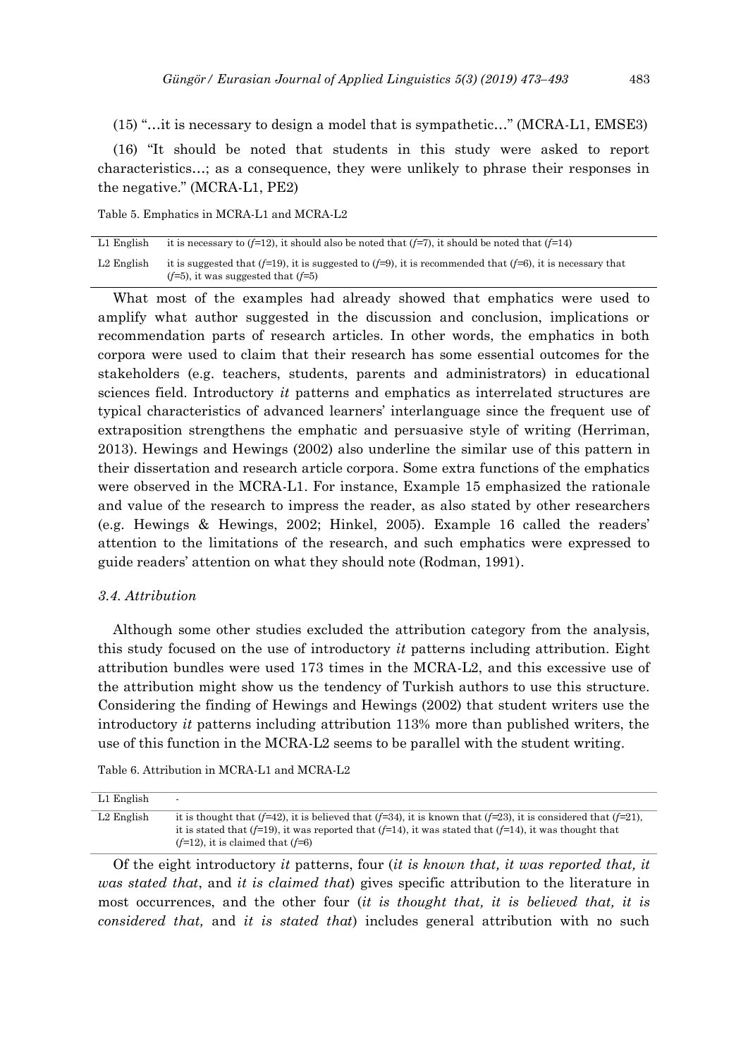(15) "…it is necessary to design a model that is sympathetic…" (MCRA-L1, EMSE3)

(16) "It should be noted that students in this study were asked to report characteristics…; as a consequence, they were unlikely to phrase their responses in the negative." (MCRA-L1, PE2)

Table 5. Emphatics in MCRA-L1 and MCRA-L2

| | |
|---|---|
| L1 English | it is necessary to (*f*=12), it should also be noted that (*f*=7), it should be noted that (*f*=14) |
| L2 English | it is suggested that (*f*=19), it is suggested to (*f*=9), it is recommended that (*f*=6), it is necessary that (*f*=5), it was suggested that (*f*=5) |

What most of the examples had already showed that emphatics were used to amplify what author suggested in the discussion and conclusion, implications or recommendation parts of research articles. In other words, the emphatics in both corpora were used to claim that their research has some essential outcomes for the stakeholders (e.g. teachers, students, parents and administrators) in educational sciences field. Introductory *it* patterns and emphatics as interrelated structures are typical characteristics of advanced learners' interlanguage since the frequent use of extraposition strengthens the emphatic and persuasive style of writing (Herriman, 2013). Hewings and Hewings (2002) also underline the similar use of this pattern in their dissertation and research article corpora. Some extra functions of the emphatics were observed in the MCRA-L1. For instance, Example 15 emphasized the rationale and value of the research to impress the reader, as also stated by other researchers (e.g. Hewings & Hewings, 2002; Hinkel, 2005). Example 16 called the readers' attention to the limitations of the research, and such emphatics were expressed to guide readers' attention on what they should note (Rodman, 1991).

### *3.4. Attribution*

Although some other studies excluded the attribution category from the analysis, this study focused on the use of introductory *it* patterns including attribution. Eight attribution bundles were used 173 times in the MCRA-L2, and this excessive use of the attribution might show us the tendency of Turkish authors to use this structure. Considering the finding of Hewings and Hewings (2002) that student writers use the introductory *it* patterns including attribution 113% more than published writers, the use of this function in the MCRA-L2 seems to be parallel with the student writing.

Table 6. Attribution in MCRA-L1 and MCRA-L2

| | |
|---|---|
| L1 English | - |
| L2 English | it is thought that (*f*=42), it is believed that (*f*=34), it is known that (*f*=23), it is considered that (*f*=21), it is stated that (*f*=19), it was reported that (*f*=14), it was stated that (*f*=14), it was thought that (*f*=12), it is claimed that (*f*=6) |

Of the eight introductory *it* patterns, four (*it is known that, it was reported that, it was stated that*, and *it is claimed that*) gives specific attribution to the literature in most occurrences, and the other four (*it is thought that, it is believed that, it is considered that,* and *it is stated that*) includes general attribution with no such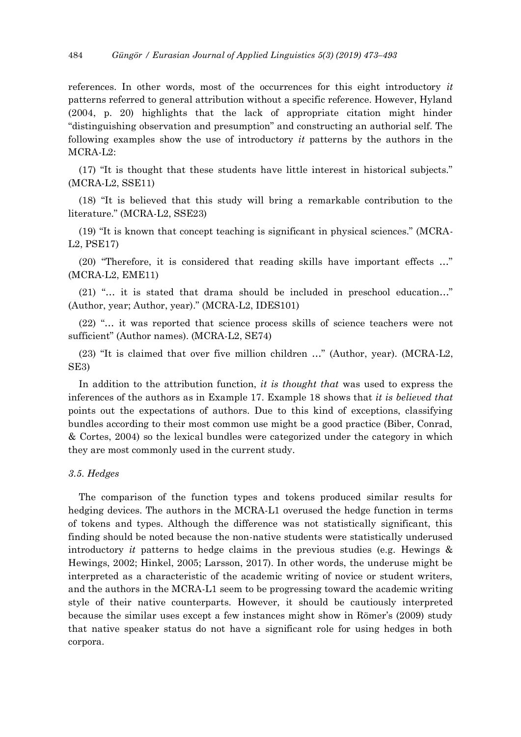references. In other words, most of the occurrences for this eight introductory *it* patterns referred to general attribution without a specific reference. However, Hyland (2004, p. 20) highlights that the lack of appropriate citation might hinder "distinguishing observation and presumption" and constructing an authorial self. The following examples show the use of introductory *it* patterns by the authors in the MCRA-L2:

(17) "It is thought that these students have little interest in historical subjects." (MCRA-L2, SSE11)

(18) "It is believed that this study will bring a remarkable contribution to the literature." (MCRA-L2, SSE23)

(19) "It is known that concept teaching is significant in physical sciences." (MCRA-L2, PSE17)

(20) "Therefore, it is considered that reading skills have important effects …" (MCRA-L2, EME11)

(21) "… it is stated that drama should be included in preschool education…" (Author, year; Author, year)." (MCRA-L2, IDES101)

(22) "… it was reported that science process skills of science teachers were not sufficient" (Author names). (MCRA-L2, SE74)

(23) "It is claimed that over five million children …" (Author, year). (MCRA-L2, SE3)

In addition to the attribution function, *it is thought that* was used to express the inferences of the authors as in Example 17. Example 18 shows that *it is believed that* points out the expectations of authors. Due to this kind of exceptions, classifying bundles according to their most common use might be a good practice (Biber, Conrad, & Cortes, 2004) so the lexical bundles were categorized under the category in which they are most commonly used in the current study.

### *3.5. Hedges*

The comparison of the function types and tokens produced similar results for hedging devices. The authors in the MCRA-L1 overused the hedge function in terms of tokens and types. Although the difference was not statistically significant, this finding should be noted because the non-native students were statistically underused introductory *it* patterns to hedge claims in the previous studies (e.g. Hewings & Hewings, 2002; Hinkel, 2005; Larsson, 2017). In other words, the underuse might be interpreted as a characteristic of the academic writing of novice or student writers, and the authors in the MCRA-L1 seem to be progressing toward the academic writing style of their native counterparts. However, it should be cautiously interpreted because the similar uses except a few instances might show in Römer's (2009) study that native speaker status do not have a significant role for using hedges in both corpora.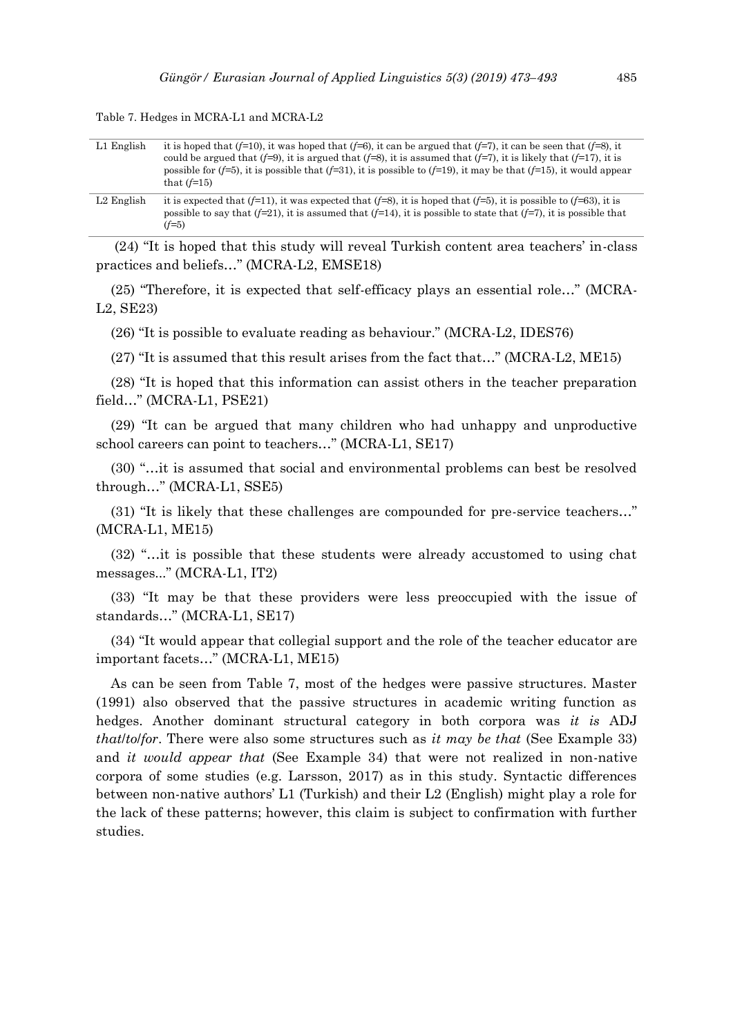Table 7. Hedges in MCRA-L1 and MCRA-L2

| | |
|---|---|
| L1 English | it is hoped that (*f*=10), it was hoped that (*f*=6), it can be argued that (*f*=7), it can be seen that (*f*=8), it could be argued that (*f*=9), it is argued that (*f*=8), it is assumed that (*f*=7), it is likely that (*f*=17), it is possible for (*f*=5), it is possible that (*f*=31), it is possible to (*f*=19), it may be that (*f*=15), it would appear that (*f*=15) |
| L2 English | it is expected that (*f*=11), it was expected that (*f*=8), it is hoped that (*f*=5), it is possible to (*f*=63), it is possible to say that (*f*=21), it is assumed that (*f*=14), it is possible to state that (*f*=7), it is possible that (*f*=5) |

(24) "It is hoped that this study will reveal Turkish content area teachers' in-class practices and beliefs…" (MCRA-L2, EMSE18)

(25) "Therefore, it is expected that self-efficacy plays an essential role…" (MCRA-L2, SE23)

(26) "It is possible to evaluate reading as behaviour." (MCRA-L2, IDES76)

(27) "It is assumed that this result arises from the fact that…" (MCRA-L2, ME15)

(28) "It is hoped that this information can assist others in the teacher preparation field…" (MCRA-L1, PSE21)

(29) "It can be argued that many children who had unhappy and unproductive school careers can point to teachers…" (MCRA-L1, SE17)

(30) "…it is assumed that social and environmental problems can best be resolved through…" (MCRA-L1, SSE5)

(31) "It is likely that these challenges are compounded for pre-service teachers…" (MCRA-L1, ME15)

(32) "…it is possible that these students were already accustomed to using chat messages..." (MCRA-L1, IT2)

(33) "It may be that these providers were less preoccupied with the issue of standards…" (MCRA-L1, SE17)

(34) "It would appear that collegial support and the role of the teacher educator are important facets…" (MCRA-L1, ME15)

As can be seen from Table 7, most of the hedges were passive structures. Master (1991) also observed that the passive structures in academic writing function as hedges. Another dominant structural category in both corpora was *it is* ADJ *that/to/for*. There were also some structures such as *it may be that* (See Example 33) and *it would appear that* (See Example 34) that were not realized in non-native corpora of some studies (e.g. Larsson, 2017) as in this study. Syntactic differences between non-native authors' L1 (Turkish) and their L2 (English) might play a role for the lack of these patterns; however, this claim is subject to confirmation with further studies.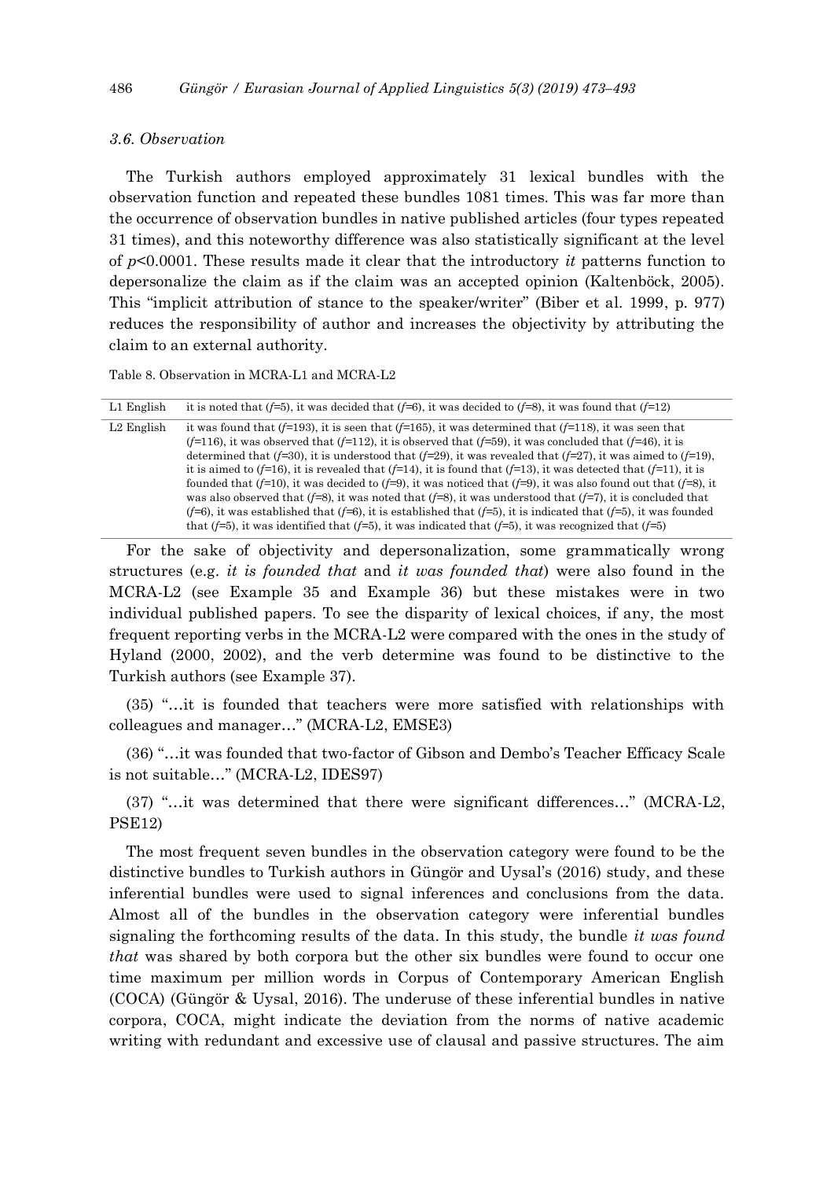### 3.6. Observation

The Turkish authors employed approximately 31 lexical bundles with the observation function and repeated these bundles 1081 times. This was far more than the occurrence of observation bundles in native published articles (four types repeated 31 times), and this noteworthy difference was also statistically significant at the level of $p<0.0001$. These results made it clear that the introductory *it* patterns function to depersonalize the claim as if the claim was an accepted opinion (Kaltenböck, 2005). This "implicit attribution of stance to the speaker/writer" (Biber et al. 1999, p. 977) reduces the responsibility of author and increases the objectivity by attributing the claim to an external authority.

Table 8. Observation in MCRA-L1 and MCRA-L2

| | |
|---|---|
| L1 English | it is noted that (*f*=5), it was decided that (*f*=6), it was decided to (*f*=8), it was found that (*f*=12) |
| L2 English | it was found that (*f*=193), it is seen that (*f*=165), it was determined that (*f*=118), it was seen that (*f*=116), it was observed that (*f*=112), it is observed that (*f*=59), it was concluded that (*f*=46), it is determined that (*f*=30), it is understood that (*f*=29), it was revealed that (*f*=27), it was aimed to (*f*=19), it is aimed to (*f*=16), it is revealed that (*f*=14), it is found that (*f*=13), it was detected that (*f*=11), it is founded that (*f*=10), it was decided to (*f*=9), it was noticed that (*f*=9), it was also found out that (*f*=8), it was also observed that (*f*=8), it was noted that (*f*=8), it was understood that (*f*=7), it is concluded that (*f*=6), it was established that (*f*=6), it is established that (*f*=5), it is indicated that (*f*=5), it was founded that (*f*=5), it was identified that (*f*=5), it was indicated that (*f*=5), it was recognized that (*f*=5) |

For the sake of objectivity and depersonalization, some grammatically wrong structures (e.g. *it is founded that* and *it was founded that*) were also found in the MCRA-L2 (see Example 35 and Example 36) but these mistakes were in two individual published papers. To see the disparity of lexical choices, if any, the most frequent reporting verbs in the MCRA-L2 were compared with the ones in the study of Hyland (2000, 2002), and the verb determine was found to be distinctive to the Turkish authors (see Example 37).

(35) "…it is founded that teachers were more satisfied with relationships with colleagues and manager…" (MCRA-L2, EMSE3)

(36) "…it was founded that two-factor of Gibson and Dembo's Teacher Efficacy Scale is not suitable…" (MCRA-L2, IDES97)

(37) "…it was determined that there were significant differences…" (MCRA-L2, PSE12)

The most frequent seven bundles in the observation category were found to be the distinctive bundles to Turkish authors in Güngör and Uysal's (2016) study, and these inferential bundles were used to signal inferences and conclusions from the data. Almost all of the bundles in the observation category were inferential bundles signaling the forthcoming results of the data. In this study, the bundle *it was found that* was shared by both corpora but the other six bundles were found to occur one time maximum per million words in Corpus of Contemporary American English (COCA) (Güngör & Uysal, 2016). The underuse of these inferential bundles in native corpora, COCA, might indicate the deviation from the norms of native academic writing with redundant and excessive use of clausal and passive structures. The aim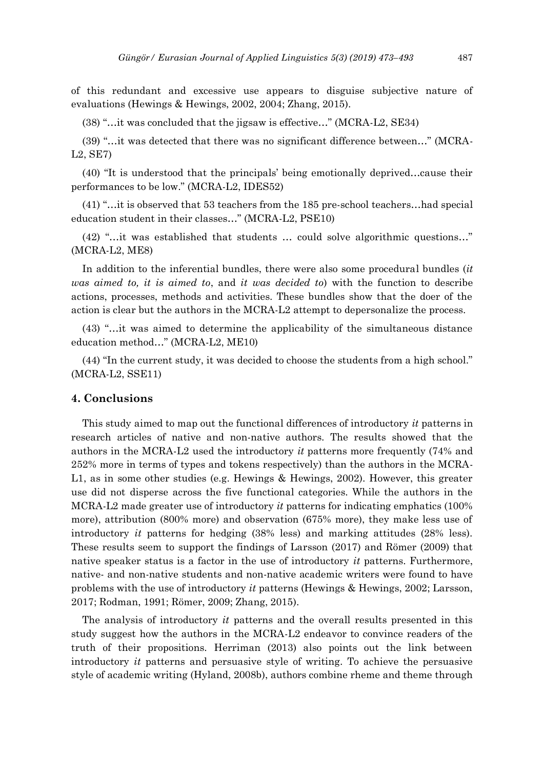of this redundant and excessive use appears to disguise subjective nature of evaluations (Hewings & Hewings, 2002, 2004; Zhang, 2015).

(38) "…it was concluded that the jigsaw is effective…" (MCRA-L2, SE34)

(39) "…it was detected that there was no significant difference between…" (MCRA-L2, SE7)

(40) "It is understood that the principals' being emotionally deprived…cause their performances to be low." (MCRA-L2, IDES52)

(41) "…it is observed that 53 teachers from the 185 pre-school teachers…had special education student in their classes…" (MCRA-L2, PSE10)

(42) "…it was established that students … could solve algorithmic questions…" (MCRA-L2, ME8)

In addition to the inferential bundles, there were also some procedural bundles (*it was aimed to, it is aimed to*, and *it was decided to*) with the function to describe actions, processes, methods and activities. These bundles show that the doer of the action is clear but the authors in the MCRA-L2 attempt to depersonalize the process.

(43) "…it was aimed to determine the applicability of the simultaneous distance education method…" (MCRA-L2, ME10)

(44) "In the current study, it was decided to choose the students from a high school." (MCRA-L2, SSE11)

## 4. Conclusions

This study aimed to map out the functional differences of introductory *it* patterns in research articles of native and non-native authors. The results showed that the authors in the MCRA-L2 used the introductory *it* patterns more frequently (74% and 252% more in terms of types and tokens respectively) than the authors in the MCRA-L1, as in some other studies (e.g. Hewings & Hewings, 2002). However, this greater use did not disperse across the five functional categories. While the authors in the MCRA-L2 made greater use of introductory *it* patterns for indicating emphatics (100% more), attribution (800% more) and observation (675% more), they make less use of introductory *it* patterns for hedging (38% less) and marking attitudes (28% less). These results seem to support the findings of Larsson (2017) and Römer (2009) that native speaker status is a factor in the use of introductory *it* patterns. Furthermore, native- and non-native students and non-native academic writers were found to have problems with the use of introductory *it* patterns (Hewings & Hewings, 2002; Larsson, 2017; Rodman, 1991; Römer, 2009; Zhang, 2015).

The analysis of introductory *it* patterns and the overall results presented in this study suggest how the authors in the MCRA-L2 endeavor to convince readers of the truth of their propositions. Herriman (2013) also points out the link between introductory *it* patterns and persuasive style of writing. To achieve the persuasive style of academic writing (Hyland, 2008b), authors combine rheme and theme through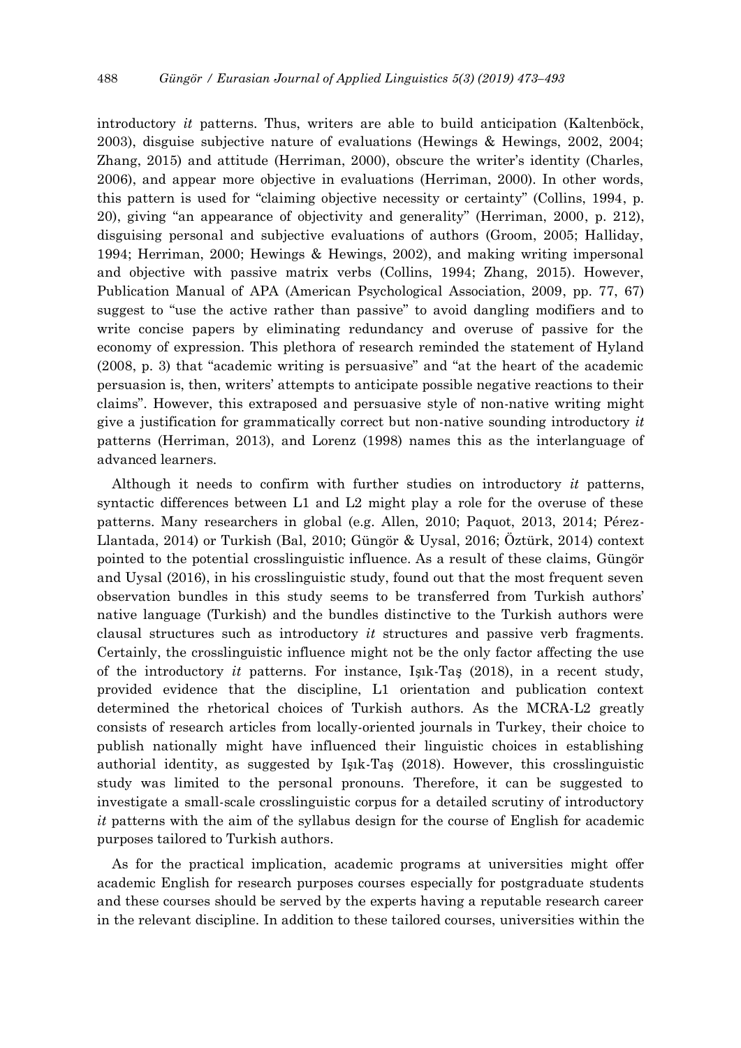introductory *it* patterns. Thus, writers are able to build anticipation (Kaltenböck, 2003), disguise subjective nature of evaluations (Hewings & Hewings, 2002, 2004; Zhang, 2015) and attitude (Herriman, 2000), obscure the writer's identity (Charles, 2006), and appear more objective in evaluations (Herriman, 2000). In other words, this pattern is used for "claiming objective necessity or certainty" (Collins, 1994, p. 20), giving "an appearance of objectivity and generality" (Herriman, 2000, p. 212), disguising personal and subjective evaluations of authors (Groom, 2005; Halliday, 1994; Herriman, 2000; Hewings & Hewings, 2002), and making writing impersonal and objective with passive matrix verbs (Collins, 1994; Zhang, 2015). However, Publication Manual of APA (American Psychological Association, 2009, pp. 77, 67) suggest to "use the active rather than passive" to avoid dangling modifiers and to write concise papers by eliminating redundancy and overuse of passive for the economy of expression. This plethora of research reminded the statement of Hyland (2008, p. 3) that "academic writing is persuasive" and "at the heart of the academic persuasion is, then, writers' attempts to anticipate possible negative reactions to their claims". However, this extraposed and persuasive style of non-native writing might give a justification for grammatically correct but non-native sounding introductory *it* patterns (Herriman, 2013), and Lorenz (1998) names this as the interlanguage of advanced learners.

Although it needs to confirm with further studies on introductory *it* patterns, syntactic differences between L1 and L2 might play a role for the overuse of these patterns. Many researchers in global (e.g. Allen, 2010; Paquot, 2013, 2014; Pérez-Llantada, 2014) or Turkish (Bal, 2010; Güngör & Uysal, 2016; Öztürk, 2014) context pointed to the potential crosslinguistic influence. As a result of these claims, Güngör and Uysal (2016), in his crosslinguistic study, found out that the most frequent seven observation bundles in this study seems to be transferred from Turkish authors' native language (Turkish) and the bundles distinctive to the Turkish authors were clausal structures such as introductory *it* structures and passive verb fragments. Certainly, the crosslinguistic influence might not be the only factor affecting the use of the introductory *it* patterns. For instance, Işık-Taş (2018), in a recent study, provided evidence that the discipline, L1 orientation and publication context determined the rhetorical choices of Turkish authors. As the MCRA-L2 greatly consists of research articles from locally-oriented journals in Turkey, their choice to publish nationally might have influenced their linguistic choices in establishing authorial identity, as suggested by Işık-Taş (2018). However, this crosslinguistic study was limited to the personal pronouns. Therefore, it can be suggested to investigate a small-scale crosslinguistic corpus for a detailed scrutiny of introductory *it* patterns with the aim of the syllabus design for the course of English for academic purposes tailored to Turkish authors.

As for the practical implication, academic programs at universities might offer academic English for research purposes courses especially for postgraduate students and these courses should be served by the experts having a reputable research career in the relevant discipline. In addition to these tailored courses, universities within the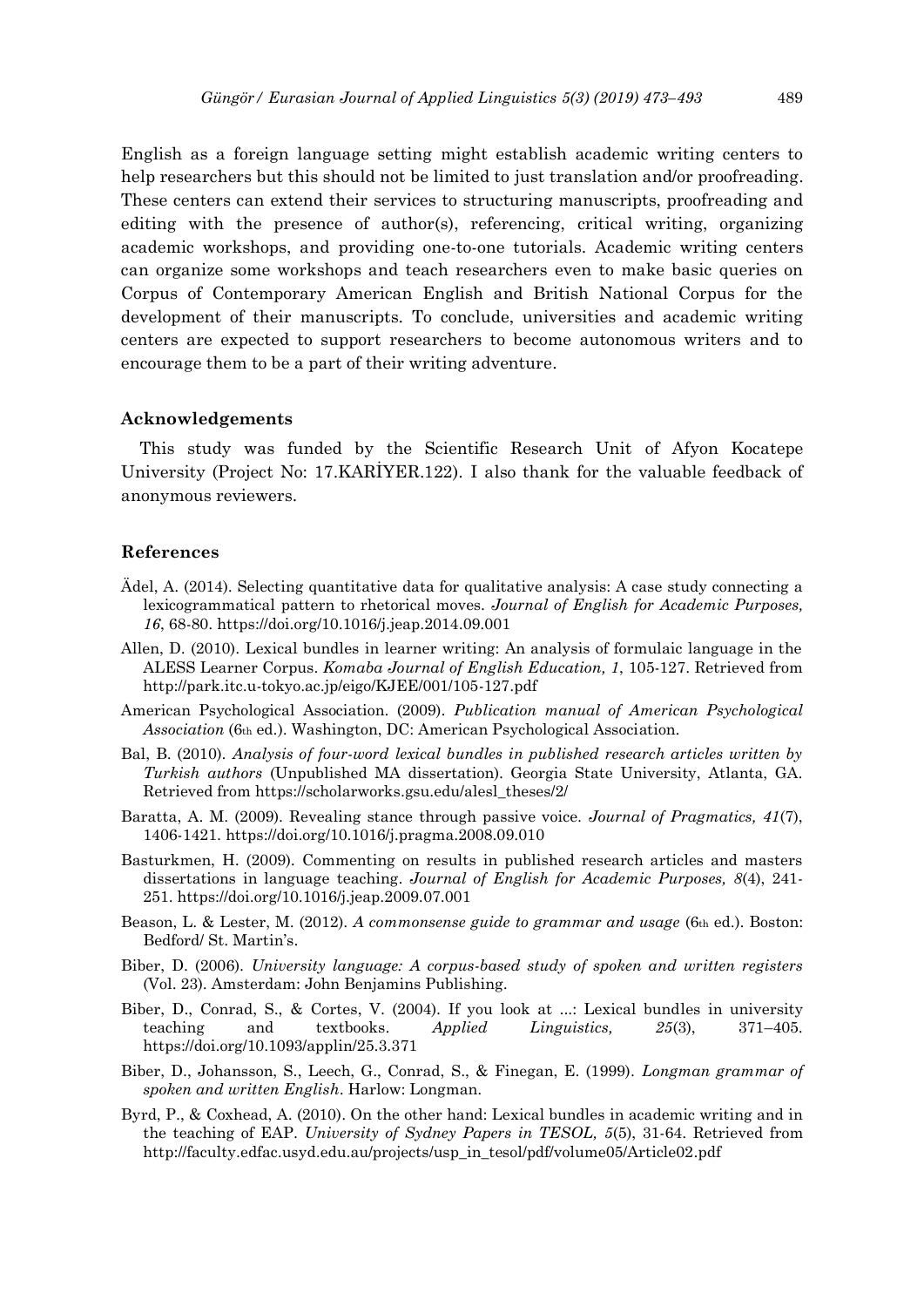English as a foreign language setting might establish academic writing centers to help researchers but this should not be limited to just translation and/or proofreading. These centers can extend their services to structuring manuscripts, proofreading and editing with the presence of author(s), referencing, critical writing, organizing academic workshops, and providing one-to-one tutorials. Academic writing centers can organize some workshops and teach researchers even to make basic queries on Corpus of Contemporary American English and British National Corpus for the development of their manuscripts. To conclude, universities and academic writing centers are expected to support researchers to become autonomous writers and to encourage them to be a part of their writing adventure.

## Acknowledgements

This study was funded by the Scientific Research Unit of Afyon Kocatepe University (Project No: 17.KARİYER.122). I also thank for the valuable feedback of anonymous reviewers.

## References

Ädel, A. (2014). Selecting quantitative data for qualitative analysis: A case study connecting a lexicogrammatical pattern to rhetorical moves. *Journal of English for Academic Purposes, 16*, 68-80. https://doi.org/10.1016/j.jeap.2014.09.001

Allen, D. (2010). Lexical bundles in learner writing: An analysis of formulaic language in the ALESS Learner Corpus. *Komaba Journal of English Education, 1*, 105-127. Retrieved from http://park.itc.u-tokyo.ac.jp/eigo/KJEE/001/105-127.pdf

American Psychological Association. (2009). *Publication manual of American Psychological Association* (6th ed.). Washington, DC: American Psychological Association.

Bal, B. (2010). *Analysis of four-word lexical bundles in published research articles written by Turkish authors* (Unpublished MA dissertation). Georgia State University, Atlanta, GA. Retrieved from https://scholarworks.gsu.edu/alesl_theses/2/

Baratta, A. M. (2009). Revealing stance through passive voice. *Journal of Pragmatics, 41*(7), 1406-1421. https://doi.org/10.1016/j.pragma.2008.09.010

Basturkmen, H. (2009). Commenting on results in published research articles and masters dissertations in language teaching. *Journal of English for Academic Purposes, 8*(4), 241-251. https://doi.org/10.1016/j.jeap.2009.07.001

Beason, L. & Lester, M. (2012). *A commonsense guide to grammar and usage* (6th ed.). Boston: Bedford/ St. Martin's.

Biber, D. (2006). *University language: A corpus-based study of spoken and written registers* (Vol. 23). Amsterdam: John Benjamins Publishing.

Biber, D., Conrad, S., & Cortes, V. (2004). If you look at ...: Lexical bundles in university teaching and textbooks. *Applied Linguistics, 25*(3), 371–405. https://doi.org/10.1093/applin/25.3.371

Biber, D., Johansson, S., Leech, G., Conrad, S., & Finegan, E. (1999). *Longman grammar of spoken and written English*. Harlow: Longman.

Byrd, P., & Coxhead, A. (2010). On the other hand: Lexical bundles in academic writing and in the teaching of EAP. *University of Sydney Papers in TESOL, 5*(5), 31-64. Retrieved from http://faculty.edfac.usyd.edu.au/projects/usp_in_tesol/pdf/volume05/Article02.pdf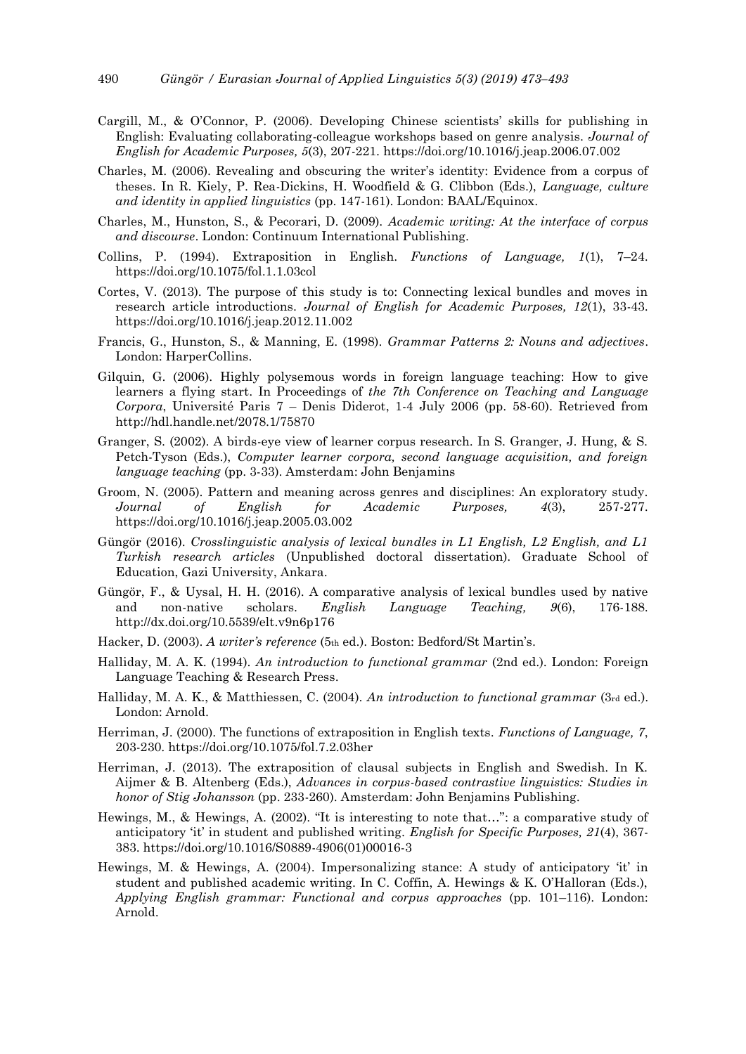Cargill, M., & O'Connor, P. (2006). Developing Chinese scientists' skills for publishing in English: Evaluating collaborating-colleague workshops based on genre analysis. *Journal of English for Academic Purposes, 5*(3), 207-221. https://doi.org/10.1016/j.jeap.2006.07.002

Charles, M. (2006). Revealing and obscuring the writer's identity: Evidence from a corpus of theses. In R. Kiely, P. Rea-Dickins, H. Woodfield & G. Clibbon (Eds.), *Language, culture and identity in applied linguistics* (pp. 147-161). London: BAAL/Equinox.

Charles, M., Hunston, S., & Pecorari, D. (2009). *Academic writing: At the interface of corpus and discourse*. London: Continuum International Publishing.

Collins, P. (1994). Extraposition in English. *Functions of Language, 1*(1), 7–24. https://doi.org/10.1075/fol.1.1.03col

Cortes, V. (2013). The purpose of this study is to: Connecting lexical bundles and moves in research article introductions. *Journal of English for Academic Purposes, 12*(1), 33-43. https://doi.org/10.1016/j.jeap.2012.11.002

Francis, G., Hunston, S., & Manning, E. (1998). *Grammar Patterns 2: Nouns and adjectives*. London: HarperCollins.

Gilquin, G. (2006). Highly polysemous words in foreign language teaching: How to give learners a flying start. In Proceedings of *the 7th Conference on Teaching and Language Corpora*, Université Paris 7 – Denis Diderot, 1-4 July 2006 (pp. 58-60). Retrieved from http://hdl.handle.net/2078.1/75870

Granger, S. (2002). A birds-eye view of learner corpus research. In S. Granger, J. Hung, & S. Petch-Tyson (Eds.), *Computer learner corpora, second language acquisition, and foreign language teaching* (pp. 3-33). Amsterdam: John Benjamins

Groom, N. (2005). Pattern and meaning across genres and disciplines: An exploratory study. *Journal of English for Academic Purposes, 4*(3), 257-277. https://doi.org/10.1016/j.jeap.2005.03.002

Güngör (2016). *Crosslinguistic analysis of lexical bundles in L1 English, L2 English, and L1 Turkish research articles* (Unpublished doctoral dissertation). Graduate School of Education, Gazi University, Ankara.

Güngör, F., & Uysal, H. H. (2016). A comparative analysis of lexical bundles used by native and non-native scholars. *English Language Teaching, 9*(6), 176-188. http://dx.doi.org/10.5539/elt.v9n6p176

Hacker, D. (2003). *A writer's reference* (5th ed.). Boston: Bedford/St Martin's.

Halliday, M. A. K. (1994). *An introduction to functional grammar* (2nd ed.). London: Foreign Language Teaching & Research Press.

Halliday, M. A. K., & Matthiessen, C. (2004). *An introduction to functional grammar* (3rd ed.). London: Arnold.

Herriman, J. (2000). The functions of extraposition in English texts. *Functions of Language, 7*, 203-230. https://doi.org/10.1075/fol.7.2.03her

Herriman, J. (2013). The extraposition of clausal subjects in English and Swedish. In K. Aijmer & B. Altenberg (Eds.), *Advances in corpus-based contrastive linguistics: Studies in honor of Stig Johansson* (pp. 233-260). Amsterdam: John Benjamins Publishing.

Hewings, M., & Hewings, A. (2002). "It is interesting to note that…": a comparative study of anticipatory 'it' in student and published writing. *English for Specific Purposes, 21*(4), 367-383. https://doi.org/10.1016/S0889-4906(01)00016-3

Hewings, M. & Hewings, A. (2004). Impersonalizing stance: A study of anticipatory 'it' in student and published academic writing. In C. Coffin, A. Hewings & K. O'Halloran (Eds.), *Applying English grammar: Functional and corpus approaches* (pp. 101–116). London: Arnold.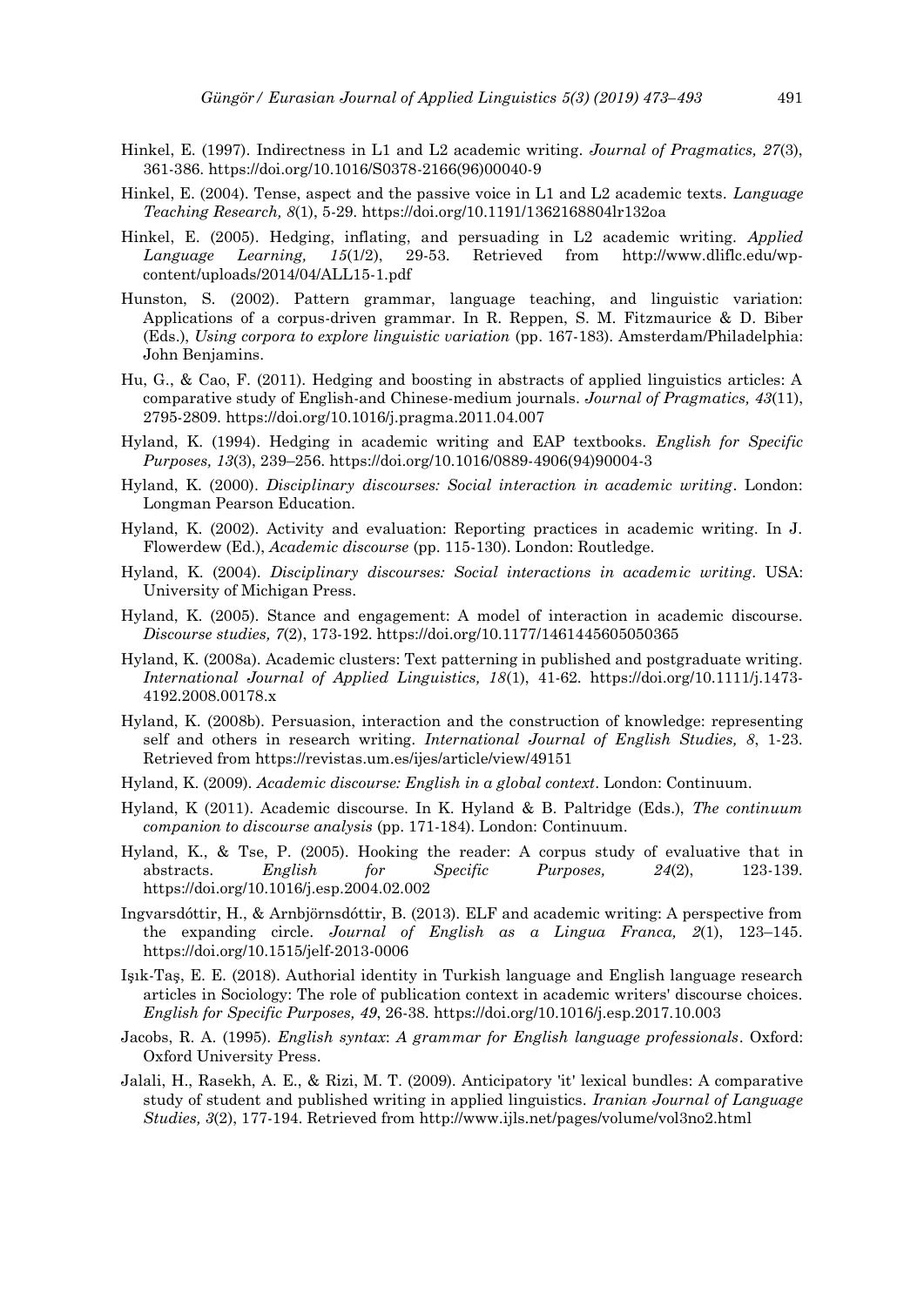Hinkel, E. (1997). Indirectness in L1 and L2 academic writing. *Journal of Pragmatics, 27*(3), 361-386. https://doi.org/10.1016/S0378-2166(96)00040-9

Hinkel, E. (2004). Tense, aspect and the passive voice in L1 and L2 academic texts. *Language Teaching Research, 8*(1), 5-29. https://doi.org/10.1191/1362168804lr132oa

Hinkel, E. (2005). Hedging, inflating, and persuading in L2 academic writing. *Applied Language Learning, 15*(1/2), 29-53. Retrieved from http://www.dliflc.edu/wp-content/uploads/2014/04/ALL15-1.pdf

Hunston, S. (2002). Pattern grammar, language teaching, and linguistic variation: Applications of a corpus-driven grammar. In R. Reppen, S. M. Fitzmaurice & D. Biber (Eds.), *Using corpora to explore linguistic variation* (pp. 167-183). Amsterdam/Philadelphia: John Benjamins.

Hu, G., & Cao, F. (2011). Hedging and boosting in abstracts of applied linguistics articles: A comparative study of English-and Chinese-medium journals. *Journal of Pragmatics, 43*(11), 2795-2809. https://doi.org/10.1016/j.pragma.2011.04.007

Hyland, K. (1994). Hedging in academic writing and EAP textbooks. *English for Specific Purposes, 13*(3), 239–256. https://doi.org/10.1016/0889-4906(94)90004-3

Hyland, K. (2000). *Disciplinary discourses: Social interaction in academic writing*. London: Longman Pearson Education.

Hyland, K. (2002). Activity and evaluation: Reporting practices in academic writing. In J. Flowerdew (Ed.), *Academic discourse* (pp. 115-130). London: Routledge.

Hyland, K. (2004). *Disciplinary discourses: Social interactions in academic writing*. USA: University of Michigan Press.

Hyland, K. (2005). Stance and engagement: A model of interaction in academic discourse. *Discourse studies, 7*(2), 173-192. https://doi.org/10.1177/1461445605050365

Hyland, K. (2008a). Academic clusters: Text patterning in published and postgraduate writing. *International Journal of Applied Linguistics, 18*(1), 41-62. https://doi.org/10.1111/j.1473-4192.2008.00178.x

Hyland, K. (2008b). Persuasion, interaction and the construction of knowledge: representing self and others in research writing. *International Journal of English Studies, 8*, 1-23. Retrieved from https://revistas.um.es/ijes/article/view/49151

Hyland, K. (2009). *Academic discourse: English in a global context*. London: Continuum.

Hyland, K (2011). Academic discourse. In K. Hyland & B. Paltridge (Eds.), *The continuum companion to discourse analysis* (pp. 171-184). London: Continuum.

Hyland, K., & Tse, P. (2005). Hooking the reader: A corpus study of evaluative that in abstracts. *English for Specific Purposes, 24*(2), 123-139. https://doi.org/10.1016/j.esp.2004.02.002

Ingvarsdóttir, H., & Arnbjörnsdóttir, B. (2013). ELF and academic writing: A perspective from the expanding circle. *Journal of English as a Lingua Franca, 2*(1), 123–145. https://doi.org/10.1515/jelf-2013-0006

Işık-Taş, E. E. (2018). Authorial identity in Turkish language and English language research articles in Sociology: The role of publication context in academic writers' discourse choices. *English for Specific Purposes, 49*, 26-38. https://doi.org/10.1016/j.esp.2017.10.003

Jacobs, R. A. (1995). *English syntax*: *A grammar for English language professionals*. Oxford: Oxford University Press.

Jalali, H., Rasekh, A. E., & Rizi, M. T. (2009). Anticipatory 'it' lexical bundles: A comparative study of student and published writing in applied linguistics. *Iranian Journal of Language Studies, 3*(2), 177-194. Retrieved from http://www.ijls.net/pages/volume/vol3no2.html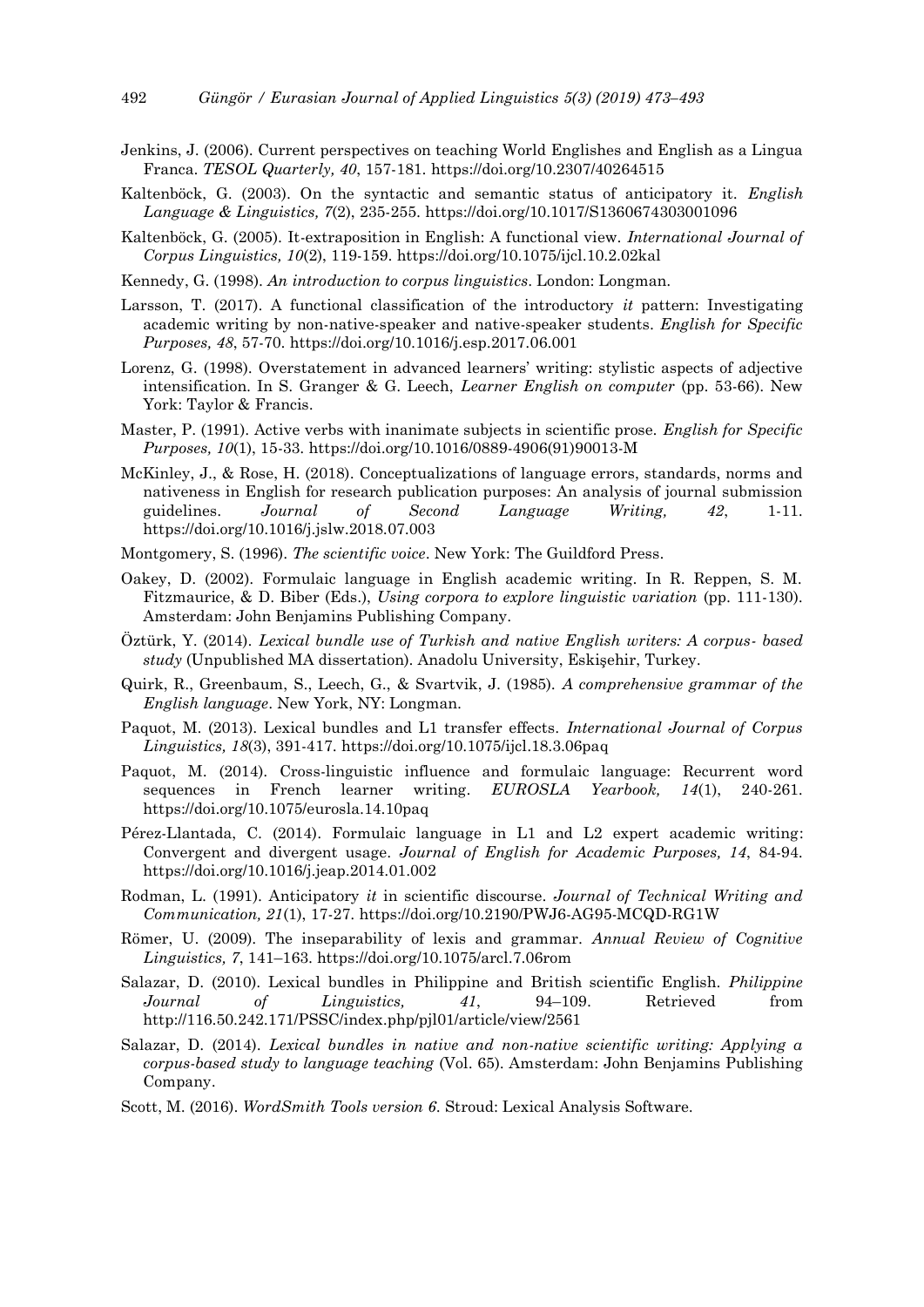Jenkins, J. (2006). Current perspectives on teaching World Englishes and English as a Lingua Franca. *TESOL Quarterly, 40*, 157-181. https://doi.org/10.2307/40264515

Kaltenböck, G. (2003). On the syntactic and semantic status of anticipatory it. *English Language & Linguistics, 7*(2), 235-255. https://doi.org/10.1017/S1360674303001096

Kaltenböck, G. (2005). It-extraposition in English: A functional view. *International Journal of Corpus Linguistics, 10*(2), 119-159. https://doi.org/10.1075/ijcl.10.2.02kal

Kennedy, G. (1998). *An introduction to corpus linguistics*. London: Longman.

Larsson, T. (2017). A functional classification of the introductory *it* pattern: Investigating academic writing by non-native-speaker and native-speaker students. *English for Specific Purposes, 48*, 57-70. https://doi.org/10.1016/j.esp.2017.06.001

Lorenz, G. (1998). Overstatement in advanced learners' writing: stylistic aspects of adjective intensification. In S. Granger & G. Leech, *Learner English on computer* (pp. 53-66). New York: Taylor & Francis.

Master, P. (1991). Active verbs with inanimate subjects in scientific prose. *English for Specific Purposes, 10*(1), 15-33. https://doi.org/10.1016/0889-4906(91)90013-M

McKinley, J., & Rose, H. (2018). Conceptualizations of language errors, standards, norms and nativeness in English for research publication purposes: An analysis of journal submission guidelines. *Journal of Second Language Writing, 42*, 1-11. https://doi.org/10.1016/j.jslw.2018.07.003

Montgomery, S. (1996). *The scientific voice*. New York: The Guildford Press.

Oakey, D. (2002). Formulaic language in English academic writing. In R. Reppen, S. M. Fitzmaurice, & D. Biber (Eds.), *Using corpora to explore linguistic variation* (pp. 111-130). Amsterdam: John Benjamins Publishing Company.

Öztürk, Y. (2014). *Lexical bundle use of Turkish and native English writers: A corpus- based study* (Unpublished MA dissertation). Anadolu University, Eskişehir, Turkey.

Quirk, R., Greenbaum, S., Leech, G., & Svartvik, J. (1985). *A comprehensive grammar of the English language*. New York, NY: Longman.

Paquot, M. (2013). Lexical bundles and L1 transfer effects. *International Journal of Corpus Linguistics, 18*(3), 391-417. https://doi.org/10.1075/ijcl.18.3.06paq

Paquot, M. (2014). Cross-linguistic influence and formulaic language: Recurrent word sequences in French learner writing. *EUROSLA Yearbook, 14*(1), 240-261. https://doi.org/10.1075/eurosla.14.10paq

Pérez-Llantada, C. (2014). Formulaic language in L1 and L2 expert academic writing: Convergent and divergent usage. *Journal of English for Academic Purposes, 14*, 84-94. https://doi.org/10.1016/j.jeap.2014.01.002

Rodman, L. (1991). Anticipatory *it* in scientific discourse. *Journal of Technical Writing and Communication, 21*(1), 17-27. https://doi.org/10.2190/PWJ6-AG95-MCQD-RG1W

Römer, U. (2009). The inseparability of lexis and grammar. *Annual Review of Cognitive Linguistics, 7*, 141–163. https://doi.org/10.1075/arcl.7.06rom

Salazar, D. (2010). Lexical bundles in Philippine and British scientific English. *Philippine Journal of Linguistics, 41*, 94–109. Retrieved from http://116.50.242.171/PSSC/index.php/pjl01/article/view/2561

Salazar, D. (2014). *Lexical bundles in native and non-native scientific writing: Applying a corpus-based study to language teaching* (Vol. 65). Amsterdam: John Benjamins Publishing Company.

Scott, M. (2016). *WordSmith Tools version 6*. Stroud: Lexical Analysis Software.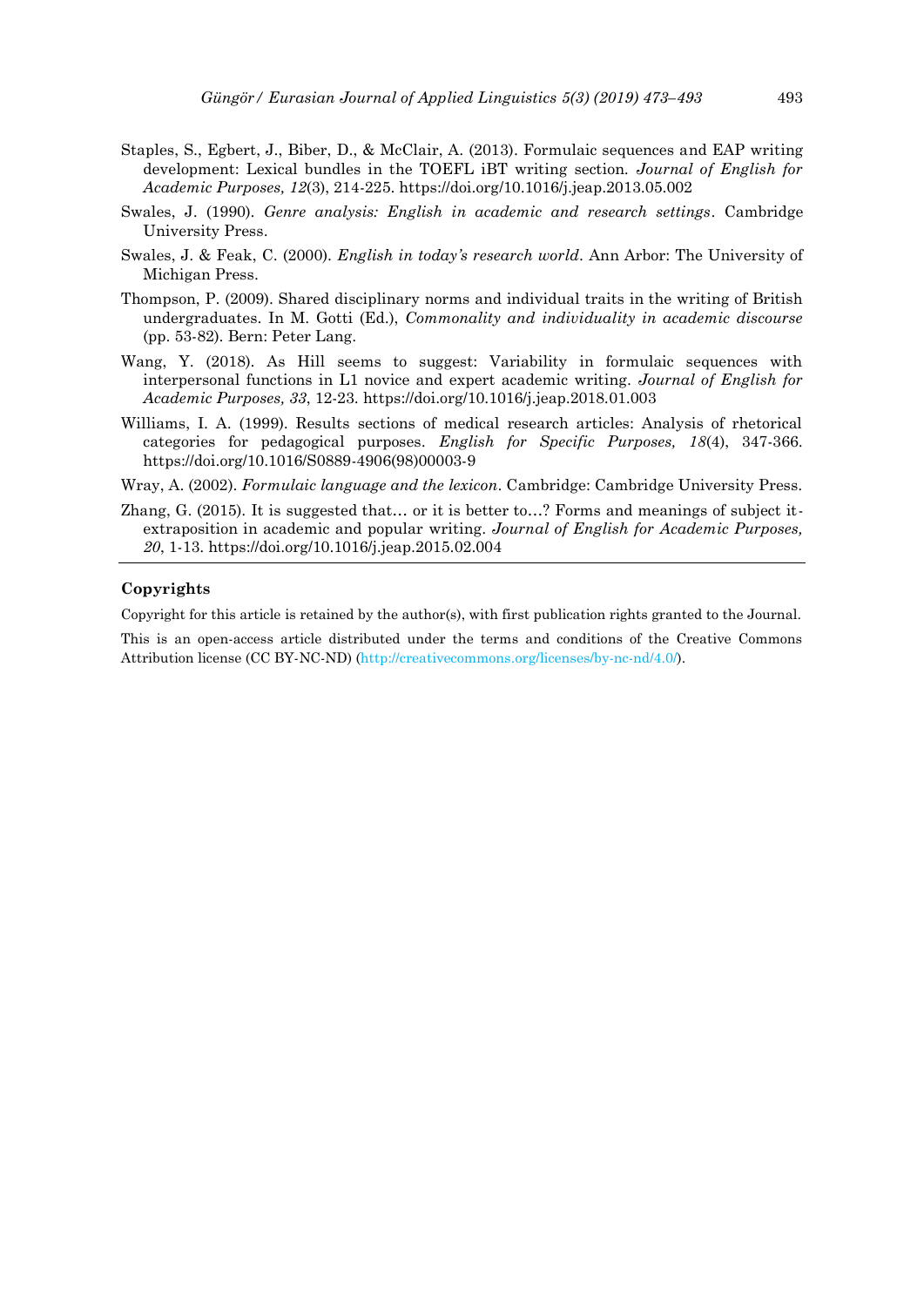Staples, S., Egbert, J., Biber, D., & McClair, A. (2013). Formulaic sequences and EAP writing development: Lexical bundles in the TOEFL iBT writing section. *Journal of English for Academic Purposes, 12*(3), 214-225. https://doi.org/10.1016/j.jeap.2013.05.002

Swales, J. (1990). *Genre analysis: English in academic and research settings*. Cambridge University Press.

Swales, J. & Feak, C. (2000). *English in today's research world*. Ann Arbor: The University of Michigan Press.

Thompson, P. (2009). Shared disciplinary norms and individual traits in the writing of British undergraduates. In M. Gotti (Ed.), *Commonality and individuality in academic discourse* (pp. 53-82). Bern: Peter Lang.

Wang, Y. (2018). As Hill seems to suggest: Variability in formulaic sequences with interpersonal functions in L1 novice and expert academic writing. *Journal of English for Academic Purposes, 33*, 12-23. https://doi.org/10.1016/j.jeap.2018.01.003

Williams, I. A. (1999). Results sections of medical research articles: Analysis of rhetorical categories for pedagogical purposes. *English for Specific Purposes, 18*(4), 347-366. https://doi.org/10.1016/S0889-4906(98)00003-9

Wray, A. (2002). *Formulaic language and the lexicon*. Cambridge: Cambridge University Press.

Zhang, G. (2015). It is suggested that… or it is better to…? Forms and meanings of subject it-extraposition in academic and popular writing. *Journal of English for Academic Purposes, 20*, 1-13. https://doi.org/10.1016/j.jeap.2015.02.004

---

**Copyrights**

Copyright for this article is retained by the author(s), with first publication rights granted to the Journal.

This is an open-access article distributed under the terms and conditions of the Creative Commons Attribution license (CC BY-NC-ND) (http://creativecommons.org/licenses/by-nc-nd/4.0/).